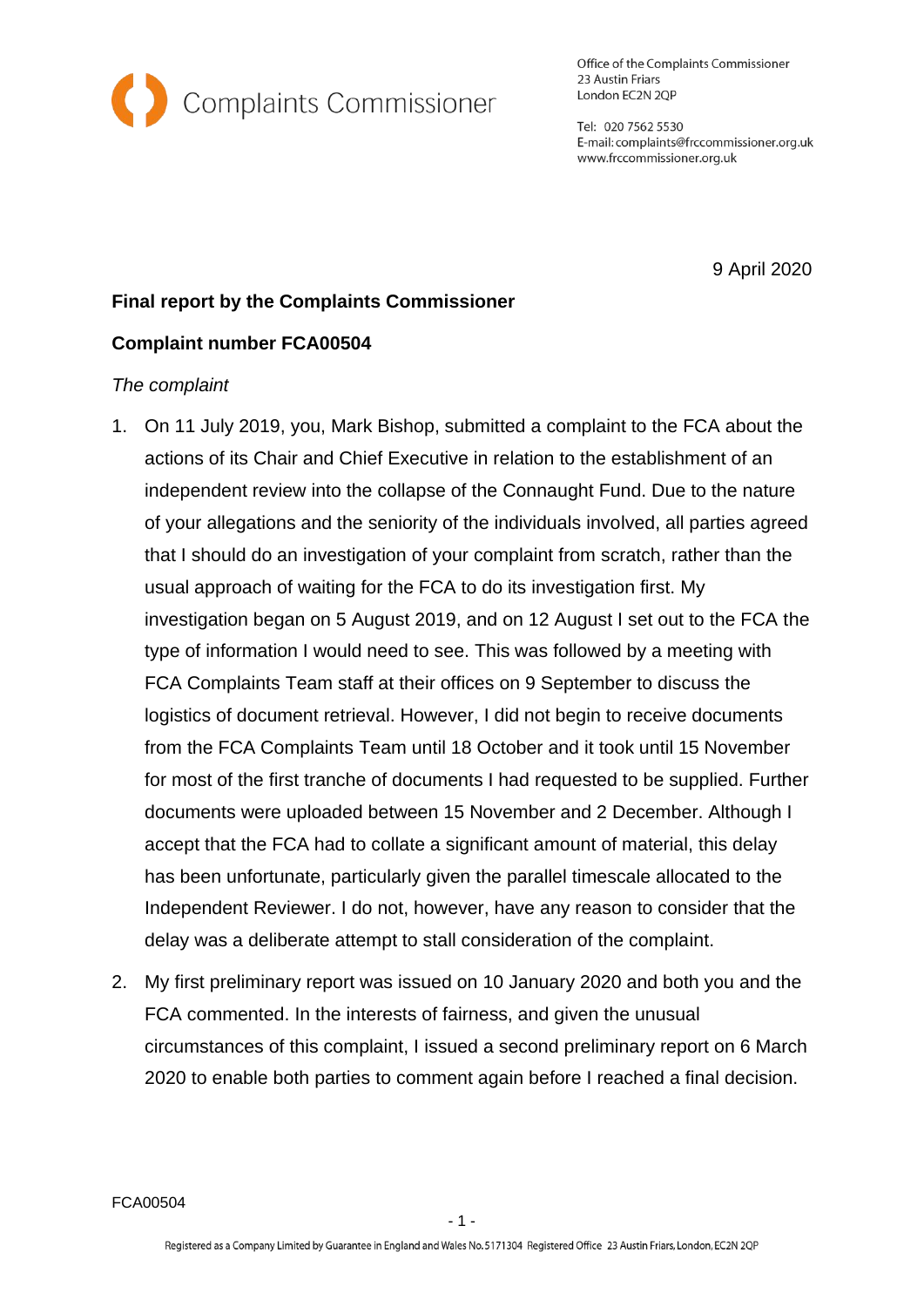Complaints Commissioner

Office of the Complaints Commissioner
23 Austin Friars
London EC2N 2QP

Tel: 020 7562 5530
E-mail: complaints@frccommissioner.org.uk
www.frccommissioner.org.uk

9 April 2020

**Final report by the Complaints Commissioner**

**Complaint number FCA00504**

*The complaint*

1. On 11 July 2019, you, Mark Bishop, submitted a complaint to the FCA about the actions of its Chair and Chief Executive in relation to the establishment of an independent review into the collapse of the Connaught Fund. Due to the nature of your allegations and the seniority of the individuals involved, all parties agreed that I should do an investigation of your complaint from scratch, rather than the usual approach of waiting for the FCA to do its investigation first. My investigation began on 5 August 2019, and on 12 August I set out to the FCA the type of information I would need to see. This was followed by a meeting with FCA Complaints Team staff at their offices on 9 September to discuss the logistics of document retrieval. However, I did not begin to receive documents from the FCA Complaints Team until 18 October and it took until 15 November for most of the first tranche of documents I had requested to be supplied. Further documents were uploaded between 15 November and 2 December. Although I accept that the FCA had to collate a significant amount of material, this delay has been unfortunate, particularly given the parallel timescale allocated to the Independent Reviewer. I do not, however, have any reason to consider that the delay was a deliberate attempt to stall consideration of the complaint.

2. My first preliminary report was issued on 10 January 2020 and both you and the FCA commented. In the interests of fairness, and given the unusual circumstances of this complaint, I issued a second preliminary report on 6 March 2020 to enable both parties to comment again before I reached a final decision.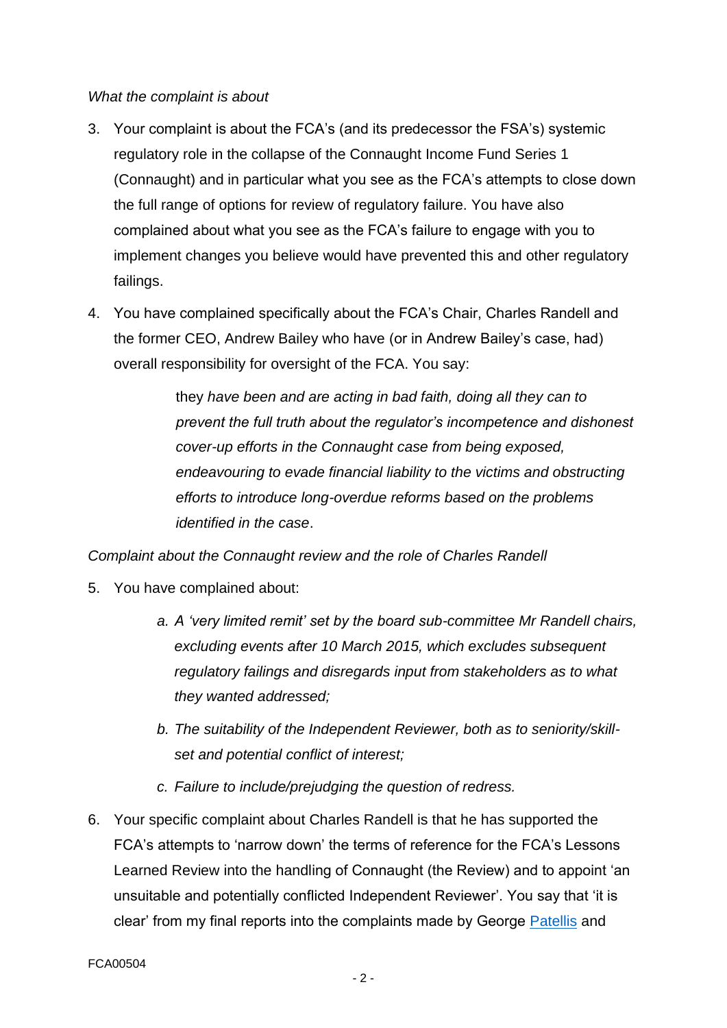*What the complaint is about*

3. Your complaint is about the FCA's (and its predecessor the FSA's) systemic regulatory role in the collapse of the Connaught Income Fund Series 1 (Connaught) and in particular what you see as the FCA's attempts to close down the full range of options for review of regulatory failure. You have also complained about what you see as the FCA's failure to engage with you to implement changes you believe would have prevented this and other regulatory failings.

4. You have complained specifically about the FCA's Chair, Charles Randell and the former CEO, Andrew Bailey who have (or in Andrew Bailey's case, had) overall responsibility for oversight of the FCA. You say:

    > they *have been and are acting in bad faith, doing all they can to prevent the full truth about the regulator's incompetence and dishonest cover-up efforts in the Connaught case from being exposed, endeavouring to evade financial liability to the victims and obstructing efforts to introduce long-overdue reforms based on the problems identified in the case*.

*Complaint about the Connaught review and the role of Charles Randell*

5. You have complained about:

    a. *A 'very limited remit' set by the board sub-committee Mr Randell chairs, excluding events after 10 March 2015, which excludes subsequent regulatory failings and disregards input from stakeholders as to what they wanted addressed;*

    b. *The suitability of the Independent Reviewer, both as to seniority/skill-set and potential conflict of interest;*

    c. *Failure to include/prejudging the question of redress.*

6. Your specific complaint about Charles Randell is that he has supported the FCA's attempts to 'narrow down' the terms of reference for the FCA's Lessons Learned Review into the handling of Connaught (the Review) and to appoint 'an unsuitable and potentially conflicted Independent Reviewer'. You say that 'it is clear' from my final reports into the complaints made by George Patellis and

FCA00504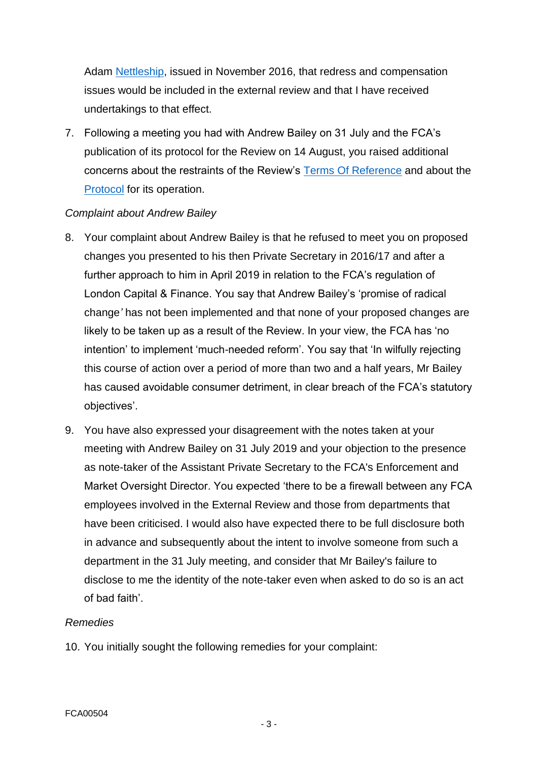Adam Nettleship, issued in November 2016, that redress and compensation issues would be included in the external review and that I have received undertakings to that effect.

7. Following a meeting you had with Andrew Bailey on 31 July and the FCA's publication of its protocol for the Review on 14 August, you raised additional concerns about the restraints of the Review's Terms Of Reference and about the Protocol for its operation.

*Complaint about Andrew Bailey*

8. Your complaint about Andrew Bailey is that he refused to meet you on proposed changes you presented to his then Private Secretary in 2016/17 and after a further approach to him in April 2019 in relation to the FCA's regulation of London Capital & Finance. You say that Andrew Bailey's 'promise of radical change*'* has not been implemented and that none of your proposed changes are likely to be taken up as a result of the Review. In your view, the FCA has 'no intention' to implement 'much-needed reform'. You say that 'In wilfully rejecting this course of action over a period of more than two and a half years, Mr Bailey has caused avoidable consumer detriment, in clear breach of the FCA's statutory objectives'.

9. You have also expressed your disagreement with the notes taken at your meeting with Andrew Bailey on 31 July 2019 and your objection to the presence as note-taker of the Assistant Private Secretary to the FCA's Enforcement and Market Oversight Director. You expected 'there to be a firewall between any FCA employees involved in the External Review and those from departments that have been criticised. I would also have expected there to be full disclosure both in advance and subsequently about the intent to involve someone from such a department in the 31 July meeting, and consider that Mr Bailey's failure to disclose to me the identity of the note-taker even when asked to do so is an act of bad faith'.

*Remedies*

10. You initially sought the following remedies for your complaint:

FCA00504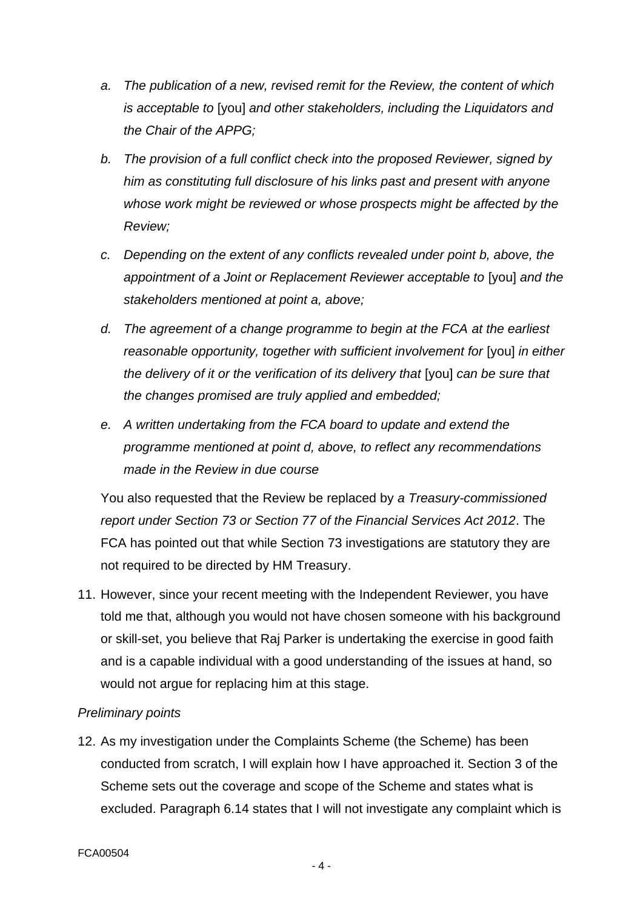- a. *The publication of a new, revised remit for the Review, the content of which is acceptable to* [you] *and other stakeholders, including the Liquidators and the Chair of the APPG;*
- b. *The provision of a full conflict check into the proposed Reviewer, signed by him as constituting full disclosure of his links past and present with anyone whose work might be reviewed or whose prospects might be affected by the Review;*
- c. *Depending on the extent of any conflicts revealed under point b, above, the appointment of a Joint or Replacement Reviewer acceptable to* [you] *and the stakeholders mentioned at point a, above;*
- d. *The agreement of a change programme to begin at the FCA at the earliest reasonable opportunity, together with sufficient involvement for* [you] *in either the delivery of it or the verification of its delivery that* [you] *can be sure that the changes promised are truly applied and embedded;*
- e. *A written undertaking from the FCA board to update and extend the programme mentioned at point d, above, to reflect any recommendations made in the Review in due course*

You also requested that the Review be replaced by *a Treasury-commissioned report under Section 73 or Section 77 of the Financial Services Act 2012*. The FCA has pointed out that while Section 73 investigations are statutory they are not required to be directed by HM Treasury.

11. However, since your recent meeting with the Independent Reviewer, you have told me that, although you would not have chosen someone with his background or skill-set, you believe that Raj Parker is undertaking the exercise in good faith and is a capable individual with a good understanding of the issues at hand, so would not argue for replacing him at this stage.

*Preliminary points*

12. As my investigation under the Complaints Scheme (the Scheme) has been conducted from scratch, I will explain how I have approached it. Section 3 of the Scheme sets out the coverage and scope of the Scheme and states what is excluded. Paragraph 6.14 states that I will not investigate any complaint which is

FCA00504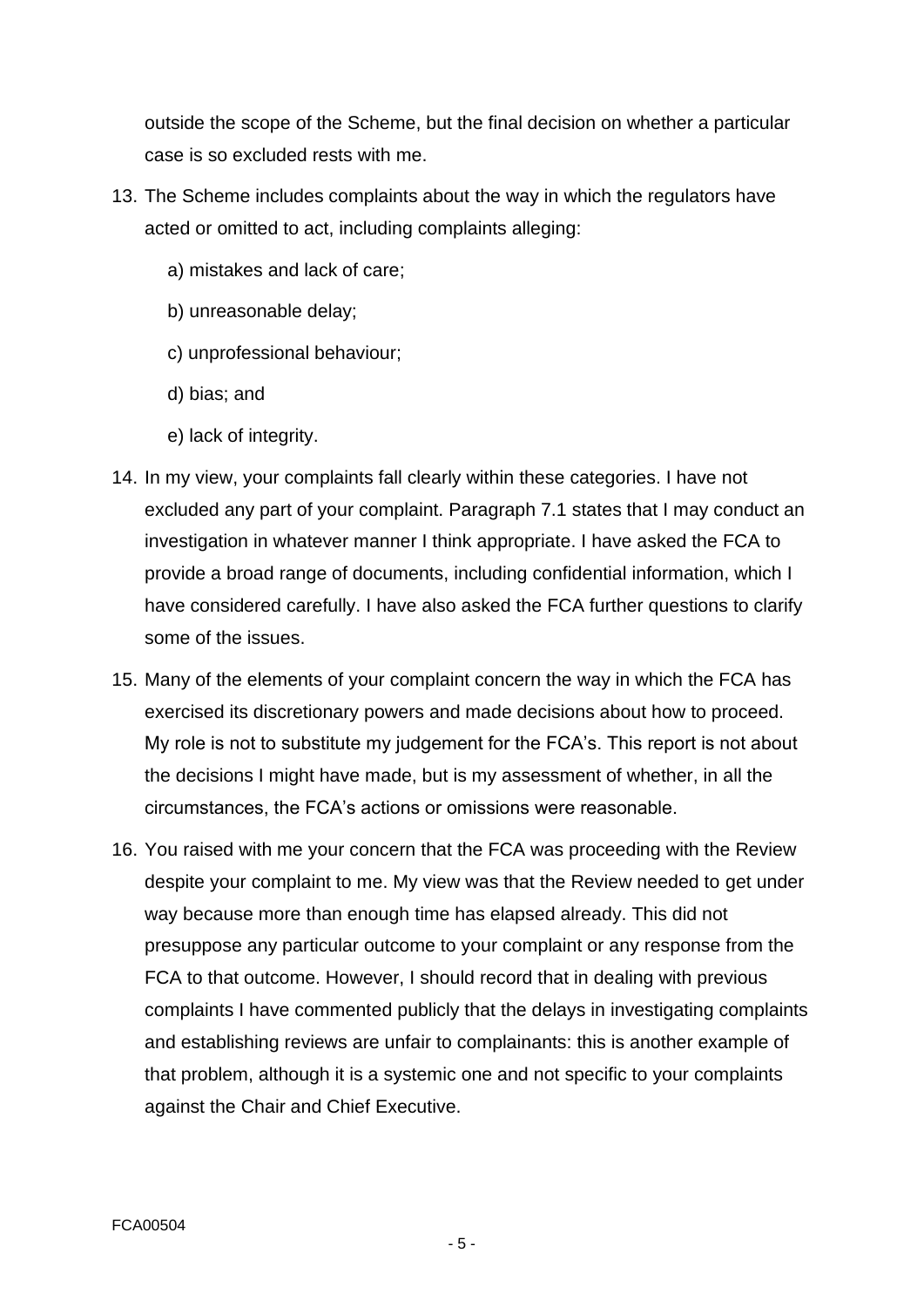outside the scope of the Scheme, but the final decision on whether a particular case is so excluded rests with me.

13. The Scheme includes complaints about the way in which the regulators have acted or omitted to act, including complaints alleging:

    a) mistakes and lack of care;

    b) unreasonable delay;

    c) unprofessional behaviour;

    d) bias; and

    e) lack of integrity.

14. In my view, your complaints fall clearly within these categories. I have not excluded any part of your complaint. Paragraph 7.1 states that I may conduct an investigation in whatever manner I think appropriate. I have asked the FCA to provide a broad range of documents, including confidential information, which I have considered carefully. I have also asked the FCA further questions to clarify some of the issues.

15. Many of the elements of your complaint concern the way in which the FCA has exercised its discretionary powers and made decisions about how to proceed. My role is not to substitute my judgement for the FCA's. This report is not about the decisions I might have made, but is my assessment of whether, in all the circumstances, the FCA's actions or omissions were reasonable.

16. You raised with me your concern that the FCA was proceeding with the Review despite your complaint to me. My view was that the Review needed to get under way because more than enough time has elapsed already. This did not presuppose any particular outcome to your complaint or any response from the FCA to that outcome. However, I should record that in dealing with previous complaints I have commented publicly that the delays in investigating complaints and establishing reviews are unfair to complainants: this is another example of that problem, although it is a systemic one and not specific to your complaints against the Chair and Chief Executive.

FCA00504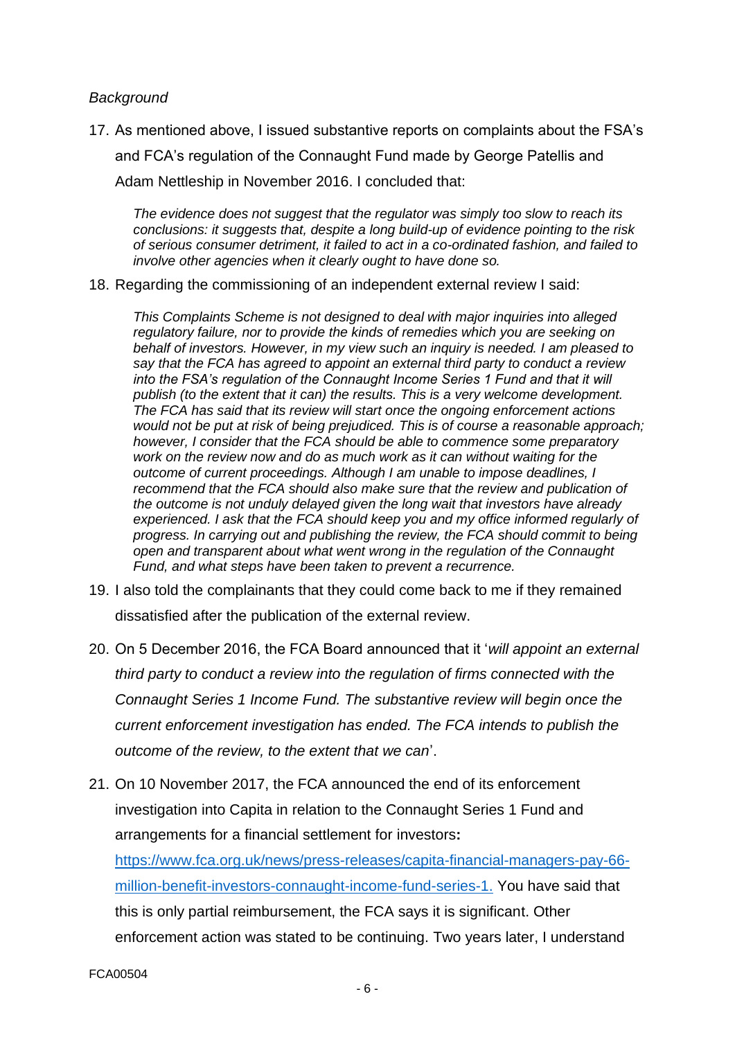*Background*

17. As mentioned above, I issued substantive reports on complaints about the FSA's and FCA's regulation of the Connaught Fund made by George Patellis and Adam Nettleship in November 2016. I concluded that:

    *The evidence does not suggest that the regulator was simply too slow to reach its conclusions: it suggests that, despite a long build-up of evidence pointing to the risk of serious consumer detriment, it failed to act in a co-ordinated fashion, and failed to involve other agencies when it clearly ought to have done so.*

18. Regarding the commissioning of an independent external review I said:

    *This Complaints Scheme is not designed to deal with major inquiries into alleged regulatory failure, nor to provide the kinds of remedies which you are seeking on behalf of investors. However, in my view such an inquiry is needed. I am pleased to say that the FCA has agreed to appoint an external third party to conduct a review into the FSA's regulation of the Connaught Income Series 1 Fund and that it will publish (to the extent that it can) the results. This is a very welcome development. The FCA has said that its review will start once the ongoing enforcement actions would not be put at risk of being prejudiced. This is of course a reasonable approach; however, I consider that the FCA should be able to commence some preparatory work on the review now and do as much work as it can without waiting for the outcome of current proceedings. Although I am unable to impose deadlines, I recommend that the FCA should also make sure that the review and publication of the outcome is not unduly delayed given the long wait that investors have already experienced. I ask that the FCA should keep you and my office informed regularly of progress. In carrying out and publishing the review, the FCA should commit to being open and transparent about what went wrong in the regulation of the Connaught Fund, and what steps have been taken to prevent a recurrence.*

19. I also told the complainants that they could come back to me if they remained dissatisfied after the publication of the external review.

20. On 5 December 2016, the FCA Board announced that it '*will appoint an external third party to conduct a review into the regulation of firms connected with the Connaught Series 1 Income Fund. The substantive review will begin once the current enforcement investigation has ended. The FCA intends to publish the outcome of the review, to the extent that we can*'.

21. On 10 November 2017, the FCA announced the end of its enforcement investigation into Capita in relation to the Connaught Series 1 Fund and arrangements for a financial settlement for investors**:** [https://www.fca.org.uk/news/press-releases/capita-financial-managers-pay-66-million-benefit-investors-connaught-income-fund-series-1.](https://www.fca.org.uk/news/press-releases/capita-financial-managers-pay-66-million-benefit-investors-connaught-income-fund-series-1) You have said that this is only partial reimbursement, the FCA says it is significant. Other enforcement action was stated to be continuing. Two years later, I understand

FCA00504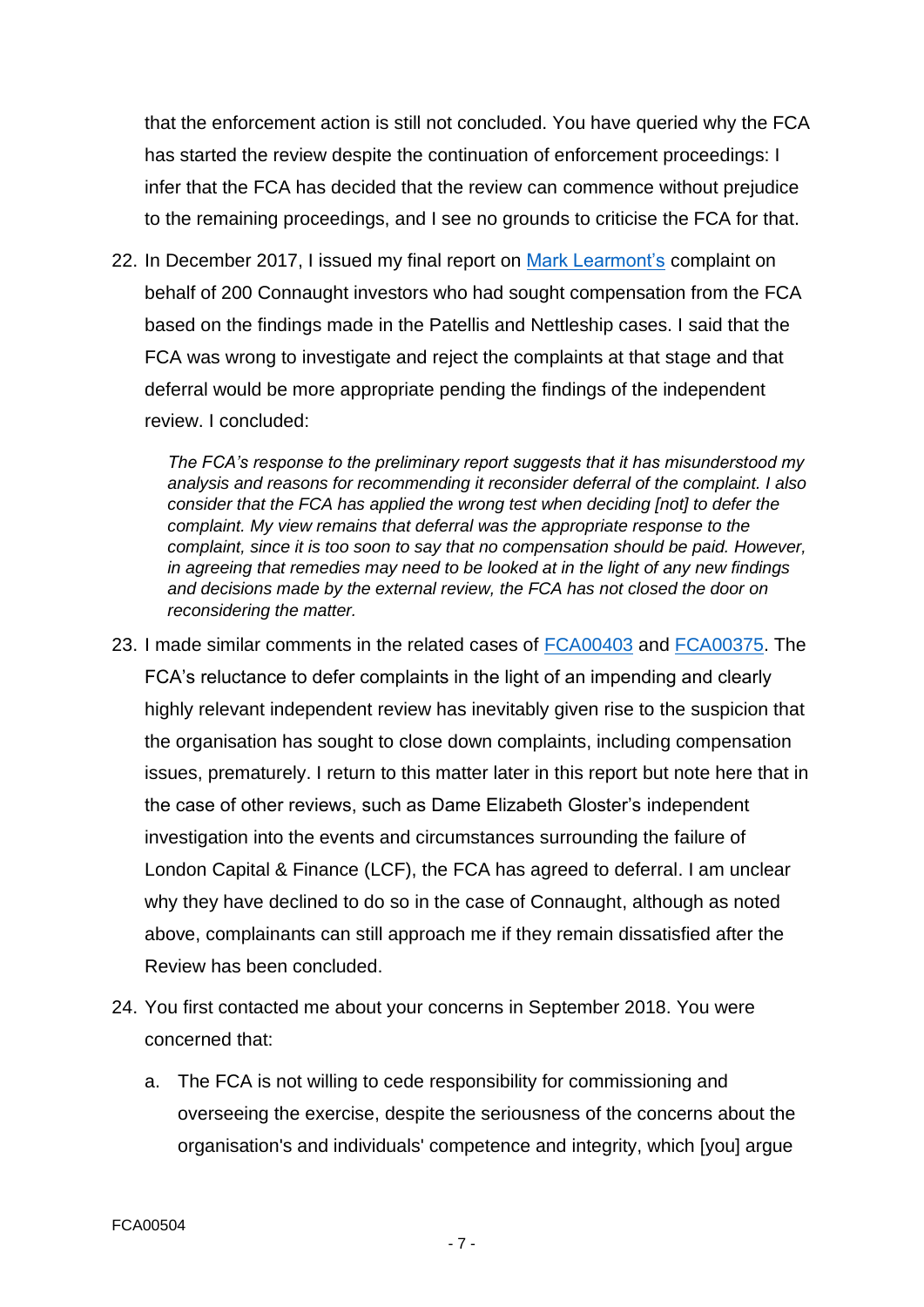that the enforcement action is still not concluded. You have queried why the FCA has started the review despite the continuation of enforcement proceedings: I infer that the FCA has decided that the review can commence without prejudice to the remaining proceedings, and I see no grounds to criticise the FCA for that.

22. In December 2017, I issued my final report on Mark Learmont's complaint on behalf of 200 Connaught investors who had sought compensation from the FCA based on the findings made in the Patellis and Nettleship cases. I said that the FCA was wrong to investigate and reject the complaints at that stage and that deferral would be more appropriate pending the findings of the independent review. I concluded:

   > *The FCA's response to the preliminary report suggests that it has misunderstood my analysis and reasons for recommending it reconsider deferral of the complaint. I also consider that the FCA has applied the wrong test when deciding [not] to defer the complaint. My view remains that deferral was the appropriate response to the complaint, since it is too soon to say that no compensation should be paid. However, in agreeing that remedies may need to be looked at in the light of any new findings and decisions made by the external review, the FCA has not closed the door on reconsidering the matter.*

23. I made similar comments in the related cases of FCA00403 and FCA00375. The FCA's reluctance to defer complaints in the light of an impending and clearly highly relevant independent review has inevitably given rise to the suspicion that the organisation has sought to close down complaints, including compensation issues, prematurely. I return to this matter later in this report but note here that in the case of other reviews, such as Dame Elizabeth Gloster's independent investigation into the events and circumstances surrounding the failure of London Capital & Finance (LCF), the FCA has agreed to deferral. I am unclear why they have declined to do so in the case of Connaught, although as noted above, complainants can still approach me if they remain dissatisfied after the Review has been concluded.

24. You first contacted me about your concerns in September 2018. You were concerned that:

    a. The FCA is not willing to cede responsibility for commissioning and overseeing the exercise, despite the seriousness of the concerns about the organisation's and individuals' competence and integrity, which [you] argue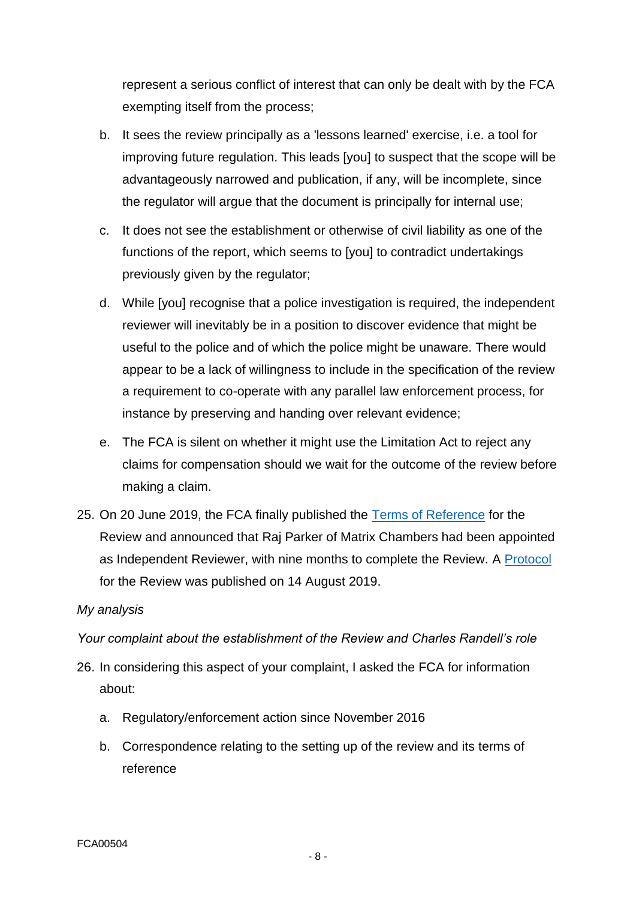represent a serious conflict of interest that can only be dealt with by the FCA exempting itself from the process;

b. It sees the review principally as a 'lessons learned' exercise, i.e. a tool for improving future regulation. This leads [you] to suspect that the scope will be advantageously narrowed and publication, if any, will be incomplete, since the regulator will argue that the document is principally for internal use;

c. It does not see the establishment or otherwise of civil liability as one of the functions of the report, which seems to [you] to contradict undertakings previously given by the regulator;

d. While [you] recognise that a police investigation is required, the independent reviewer will inevitably be in a position to discover evidence that might be useful to the police and of which the police might be unaware. There would appear to be a lack of willingness to include in the specification of the review a requirement to co-operate with any parallel law enforcement process, for instance by preserving and handing over relevant evidence;

e. The FCA is silent on whether it might use the Limitation Act to reject any claims for compensation should we wait for the outcome of the review before making a claim.

25. On 20 June 2019, the FCA finally published the Terms of Reference for the Review and announced that Raj Parker of Matrix Chambers had been appointed as Independent Reviewer, with nine months to complete the Review. A Protocol for the Review was published on 14 August 2019.

*My analysis*

*Your complaint about the establishment of the Review and Charles Randell's role*

26. In considering this aspect of your complaint, I asked the FCA for information about:

   a. Regulatory/enforcement action since November 2016

   b. Correspondence relating to the setting up of the review and its terms of reference

FCA00504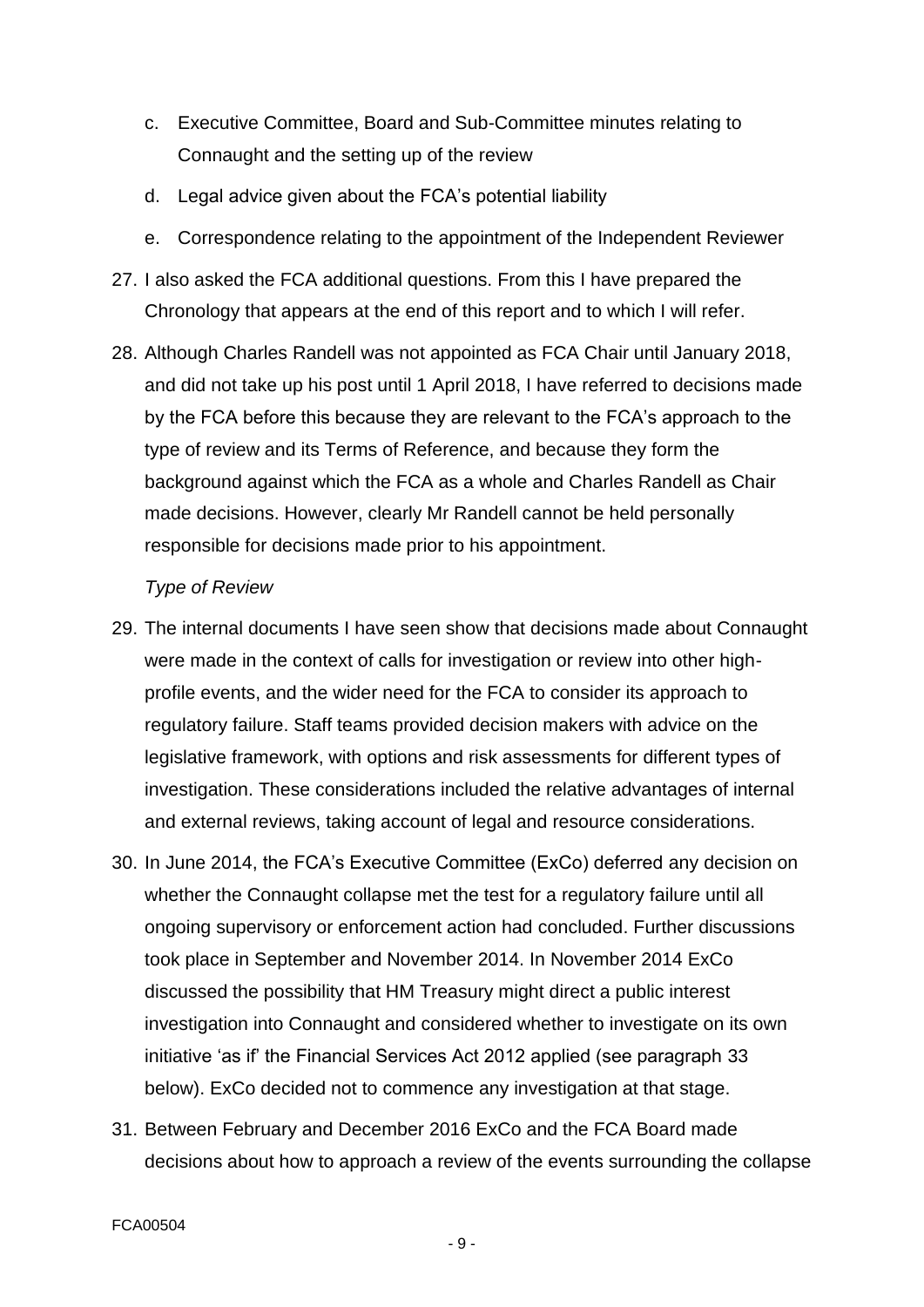c. Executive Committee, Board and Sub-Committee minutes relating to Connaught and the setting up of the review

d. Legal advice given about the FCA's potential liability

e. Correspondence relating to the appointment of the Independent Reviewer

27. I also asked the FCA additional questions. From this I have prepared the Chronology that appears at the end of this report and to which I will refer.

28. Although Charles Randell was not appointed as FCA Chair until January 2018, and did not take up his post until 1 April 2018, I have referred to decisions made by the FCA before this because they are relevant to the FCA's approach to the type of review and its Terms of Reference, and because they form the background against which the FCA as a whole and Charles Randell as Chair made decisions. However, clearly Mr Randell cannot be held personally responsible for decisions made prior to his appointment.

*Type of Review*

29. The internal documents I have seen show that decisions made about Connaught were made in the context of calls for investigation or review into other high-profile events, and the wider need for the FCA to consider its approach to regulatory failure. Staff teams provided decision makers with advice on the legislative framework, with options and risk assessments for different types of investigation. These considerations included the relative advantages of internal and external reviews, taking account of legal and resource considerations.

30. In June 2014, the FCA's Executive Committee (ExCo) deferred any decision on whether the Connaught collapse met the test for a regulatory failure until all ongoing supervisory or enforcement action had concluded. Further discussions took place in September and November 2014. In November 2014 ExCo discussed the possibility that HM Treasury might direct a public interest investigation into Connaught and considered whether to investigate on its own initiative 'as if' the Financial Services Act 2012 applied (see paragraph 33 below). ExCo decided not to commence any investigation at that stage.

31. Between February and December 2016 ExCo and the FCA Board made decisions about how to approach a review of the events surrounding the collapse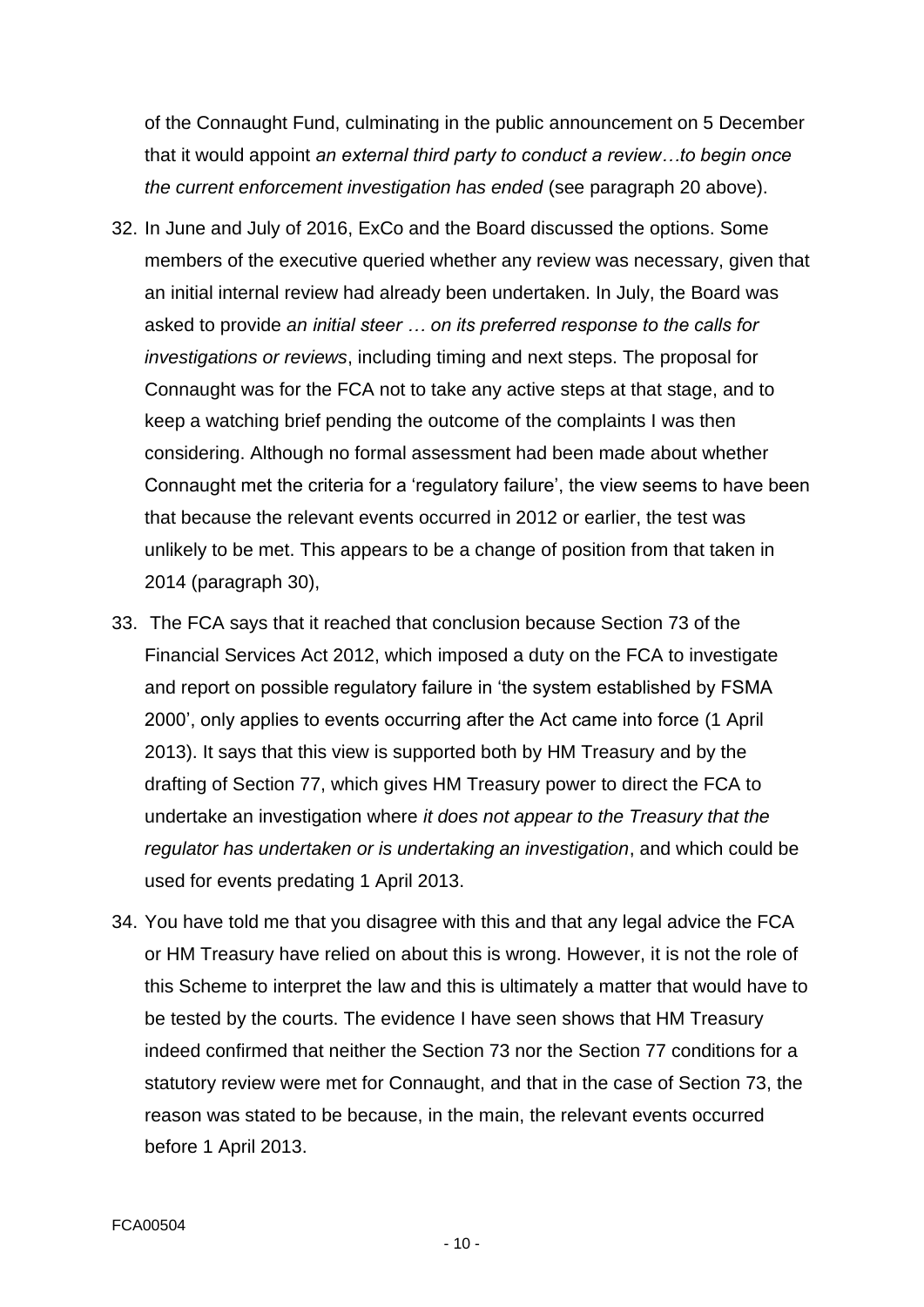of the Connaught Fund, culminating in the public announcement on 5 December that it would appoint *an external third party to conduct a review…to begin once the current enforcement investigation has ended* (see paragraph 20 above).

32. In June and July of 2016, ExCo and the Board discussed the options. Some members of the executive queried whether any review was necessary, given that an initial internal review had already been undertaken. In July, the Board was asked to provide *an initial steer … on its preferred response to the calls for investigations or reviews*, including timing and next steps. The proposal for Connaught was for the FCA not to take any active steps at that stage, and to keep a watching brief pending the outcome of the complaints I was then considering. Although no formal assessment had been made about whether Connaught met the criteria for a 'regulatory failure', the view seems to have been that because the relevant events occurred in 2012 or earlier, the test was unlikely to be met. This appears to be a change of position from that taken in 2014 (paragraph 30),

33. The FCA says that it reached that conclusion because Section 73 of the Financial Services Act 2012, which imposed a duty on the FCA to investigate and report on possible regulatory failure in 'the system established by FSMA 2000', only applies to events occurring after the Act came into force (1 April 2013). It says that this view is supported both by HM Treasury and by the drafting of Section 77, which gives HM Treasury power to direct the FCA to undertake an investigation where *it does not appear to the Treasury that the regulator has undertaken or is undertaking an investigation*, and which could be used for events predating 1 April 2013.

34. You have told me that you disagree with this and that any legal advice the FCA or HM Treasury have relied on about this is wrong. However, it is not the role of this Scheme to interpret the law and this is ultimately a matter that would have to be tested by the courts. The evidence I have seen shows that HM Treasury indeed confirmed that neither the Section 73 nor the Section 77 conditions for a statutory review were met for Connaught, and that in the case of Section 73, the reason was stated to be because, in the main, the relevant events occurred before 1 April 2013.

FCA00504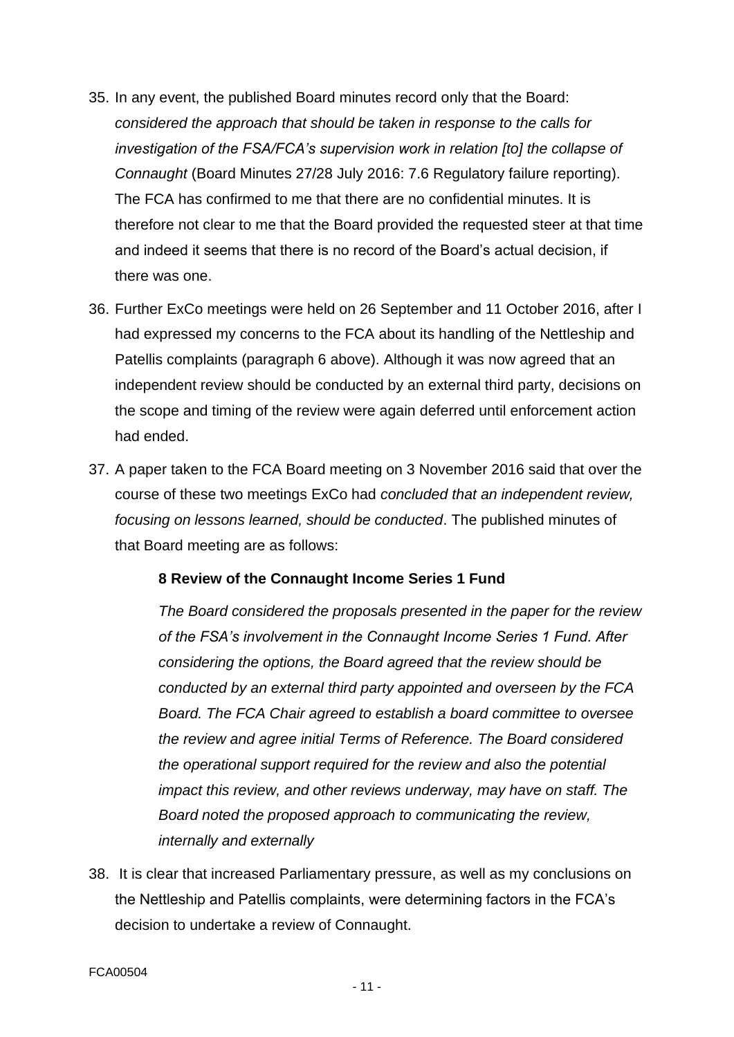35. In any event, the published Board minutes record only that the Board: *considered the approach that should be taken in response to the calls for investigation of the FSA/FCA's supervision work in relation [to] the collapse of Connaught* (Board Minutes 27/28 July 2016: 7.6 Regulatory failure reporting). The FCA has confirmed to me that there are no confidential minutes. It is therefore not clear to me that the Board provided the requested steer at that time and indeed it seems that there is no record of the Board's actual decision, if there was one.

36. Further ExCo meetings were held on 26 September and 11 October 2016, after I had expressed my concerns to the FCA about its handling of the Nettleship and Patellis complaints (paragraph 6 above). Although it was now agreed that an independent review should be conducted by an external third party, decisions on the scope and timing of the review were again deferred until enforcement action had ended.

37. A paper taken to the FCA Board meeting on 3 November 2016 said that over the course of these two meetings ExCo had *concluded that an independent review, focusing on lessons learned, should be conducted*. The published minutes of that Board meeting are as follows:

    **8 Review of the Connaught Income Series 1 Fund**

    *The Board considered the proposals presented in the paper for the review of the FSA's involvement in the Connaught Income Series 1 Fund. After considering the options, the Board agreed that the review should be conducted by an external third party appointed and overseen by the FCA Board. The FCA Chair agreed to establish a board committee to oversee the review and agree initial Terms of Reference. The Board considered the operational support required for the review and also the potential impact this review, and other reviews underway, may have on staff. The Board noted the proposed approach to communicating the review, internally and externally*

38. It is clear that increased Parliamentary pressure, as well as my conclusions on the Nettleship and Patellis complaints, were determining factors in the FCA's decision to undertake a review of Connaught.

FCA00504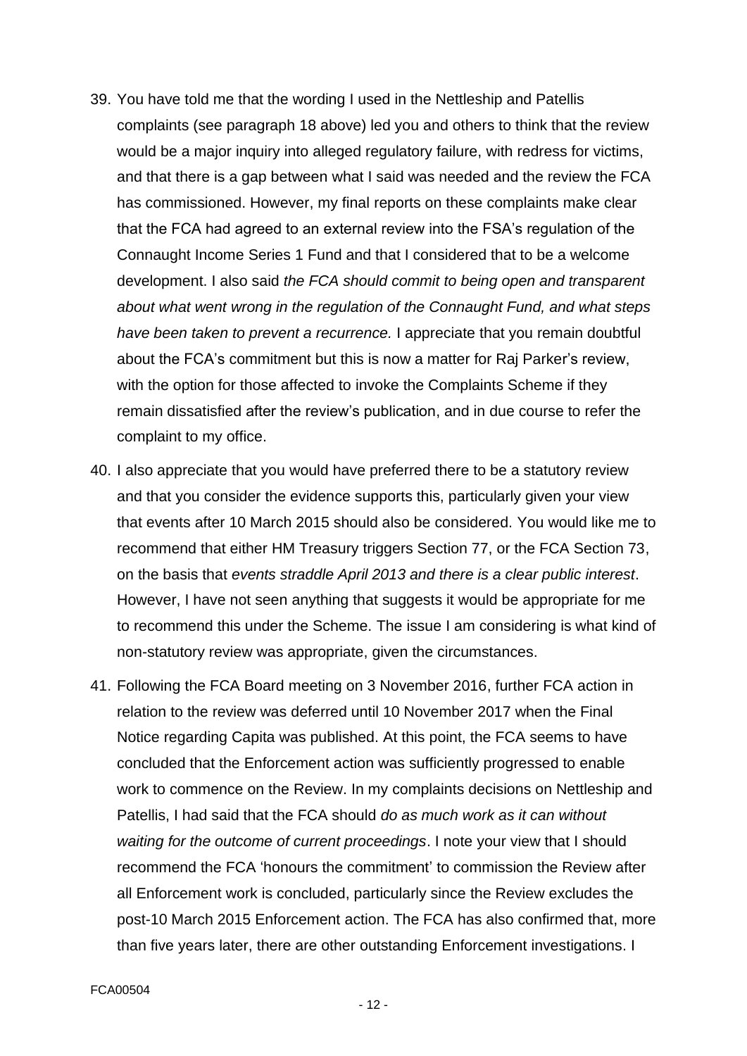39. You have told me that the wording I used in the Nettleship and Patellis complaints (see paragraph 18 above) led you and others to think that the review would be a major inquiry into alleged regulatory failure, with redress for victims, and that there is a gap between what I said was needed and the review the FCA has commissioned. However, my final reports on these complaints make clear that the FCA had agreed to an external review into the FSA's regulation of the Connaught Income Series 1 Fund and that I considered that to be a welcome development. I also said *the FCA should commit to being open and transparent about what went wrong in the regulation of the Connaught Fund, and what steps have been taken to prevent a recurrence.* I appreciate that you remain doubtful about the FCA's commitment but this is now a matter for Raj Parker's review, with the option for those affected to invoke the Complaints Scheme if they remain dissatisfied after the review's publication, and in due course to refer the complaint to my office.

40. I also appreciate that you would have preferred there to be a statutory review and that you consider the evidence supports this, particularly given your view that events after 10 March 2015 should also be considered. You would like me to recommend that either HM Treasury triggers Section 77, or the FCA Section 73, on the basis that *events straddle April 2013 and there is a clear public interest*. However, I have not seen anything that suggests it would be appropriate for me to recommend this under the Scheme. The issue I am considering is what kind of non-statutory review was appropriate, given the circumstances.

41. Following the FCA Board meeting on 3 November 2016, further FCA action in relation to the review was deferred until 10 November 2017 when the Final Notice regarding Capita was published. At this point, the FCA seems to have concluded that the Enforcement action was sufficiently progressed to enable work to commence on the Review. In my complaints decisions on Nettleship and Patellis, I had said that the FCA should *do as much work as it can without waiting for the outcome of current proceedings*. I note your view that I should recommend the FCA 'honours the commitment' to commission the Review after all Enforcement work is concluded, particularly since the Review excludes the post-10 March 2015 Enforcement action. The FCA has also confirmed that, more than five years later, there are other outstanding Enforcement investigations. I

FCA00504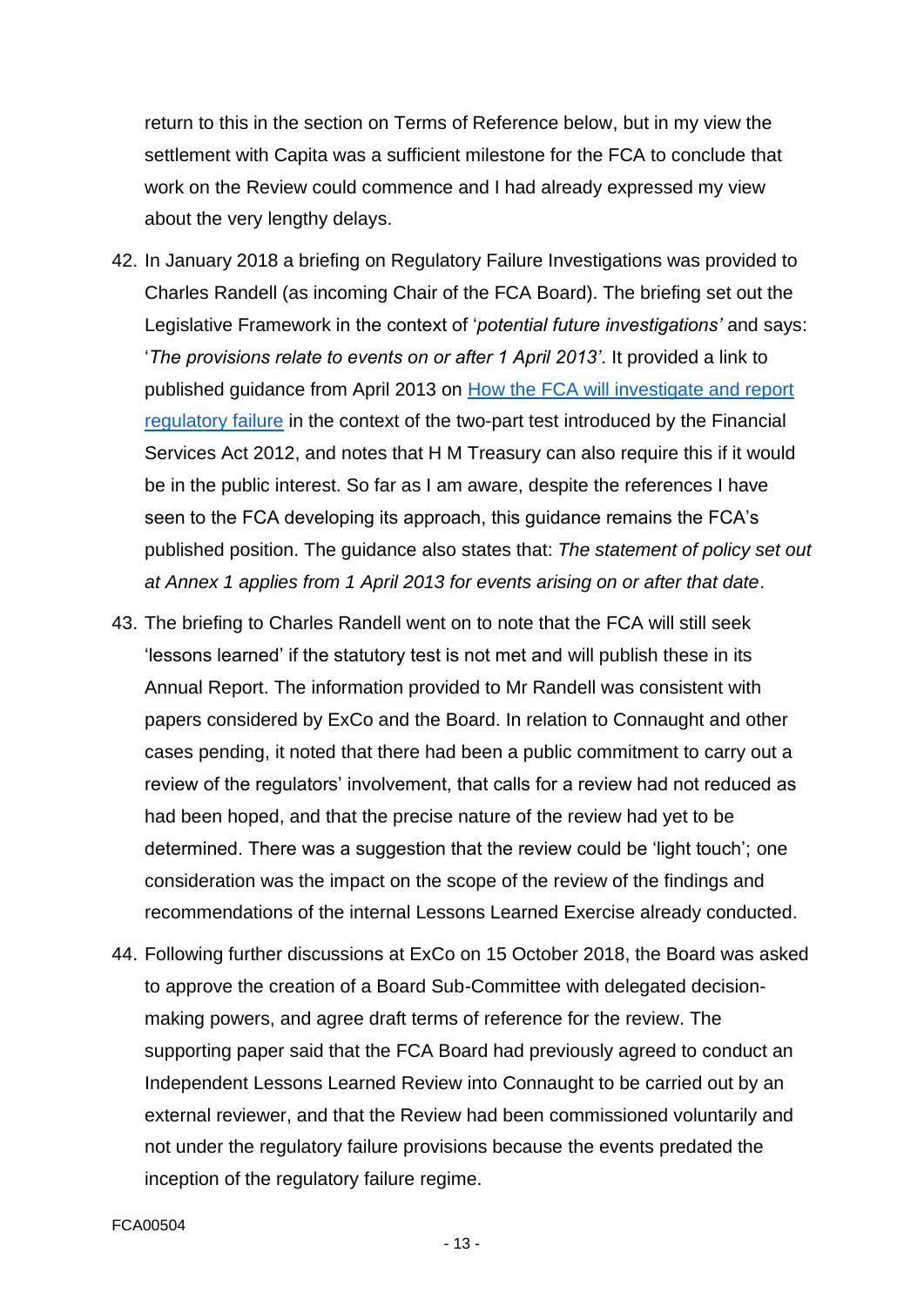return to this in the section on Terms of Reference below, but in my view the settlement with Capita was a sufficient milestone for the FCA to conclude that work on the Review could commence and I had already expressed my view about the very lengthy delays.

42. In January 2018 a briefing on Regulatory Failure Investigations was provided to Charles Randell (as incoming Chair of the FCA Board). The briefing set out the Legislative Framework in the context of '*potential future investigations'* and says: '*The provisions relate to events on or after 1 April 2013'*. It provided a link to published guidance from April 2013 on [How the FCA will investigate and report regulatory failure]() in the context of the two-part test introduced by the Financial Services Act 2012, and notes that H M Treasury can also require this if it would be in the public interest. So far as I am aware, despite the references I have seen to the FCA developing its approach, this guidance remains the FCA's published position. The guidance also states that: *The statement of policy set out at Annex 1 applies from 1 April 2013 for events arising on or after that date*.

43. The briefing to Charles Randell went on to note that the FCA will still seek 'lessons learned' if the statutory test is not met and will publish these in its Annual Report. The information provided to Mr Randell was consistent with papers considered by ExCo and the Board. In relation to Connaught and other cases pending, it noted that there had been a public commitment to carry out a review of the regulators' involvement, that calls for a review had not reduced as had been hoped, and that the precise nature of the review had yet to be determined. There was a suggestion that the review could be 'light touch'; one consideration was the impact on the scope of the review of the findings and recommendations of the internal Lessons Learned Exercise already conducted.

44. Following further discussions at ExCo on 15 October 2018, the Board was asked to approve the creation of a Board Sub-Committee with delegated decision-making powers, and agree draft terms of reference for the review. The supporting paper said that the FCA Board had previously agreed to conduct an Independent Lessons Learned Review into Connaught to be carried out by an external reviewer, and that the Review had been commissioned voluntarily and not under the regulatory failure provisions because the events predated the inception of the regulatory failure regime.

FCA00504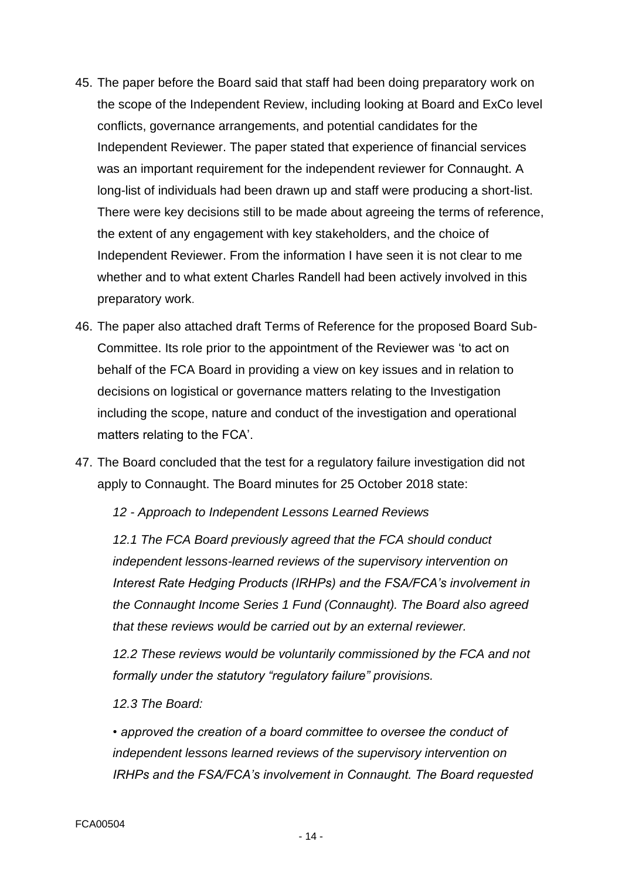45. The paper before the Board said that staff had been doing preparatory work on the scope of the Independent Review, including looking at Board and ExCo level conflicts, governance arrangements, and potential candidates for the Independent Reviewer. The paper stated that experience of financial services was an important requirement for the independent reviewer for Connaught. A long-list of individuals had been drawn up and staff were producing a short-list. There were key decisions still to be made about agreeing the terms of reference, the extent of any engagement with key stakeholders, and the choice of Independent Reviewer. From the information I have seen it is not clear to me whether and to what extent Charles Randell had been actively involved in this preparatory work.

46. The paper also attached draft Terms of Reference for the proposed Board Sub-Committee. Its role prior to the appointment of the Reviewer was 'to act on behalf of the FCA Board in providing a view on key issues and in relation to decisions on logistical or governance matters relating to the Investigation including the scope, nature and conduct of the investigation and operational matters relating to the FCA'.

47. The Board concluded that the test for a regulatory failure investigation did not apply to Connaught. The Board minutes for 25 October 2018 state:

    *12 - Approach to Independent Lessons Learned Reviews*

    *12.1 The FCA Board previously agreed that the FCA should conduct independent lessons-learned reviews of the supervisory intervention on Interest Rate Hedging Products (IRHPs) and the FSA/FCA's involvement in the Connaught Income Series 1 Fund (Connaught). The Board also agreed that these reviews would be carried out by an external reviewer.*

    *12.2 These reviews would be voluntarily commissioned by the FCA and not formally under the statutory "regulatory failure" provisions.*

    *12.3 The Board:*

    *• approved the creation of a board committee to oversee the conduct of independent lessons learned reviews of the supervisory intervention on IRHPs and the FSA/FCA's involvement in Connaught. The Board requested*

FCA00504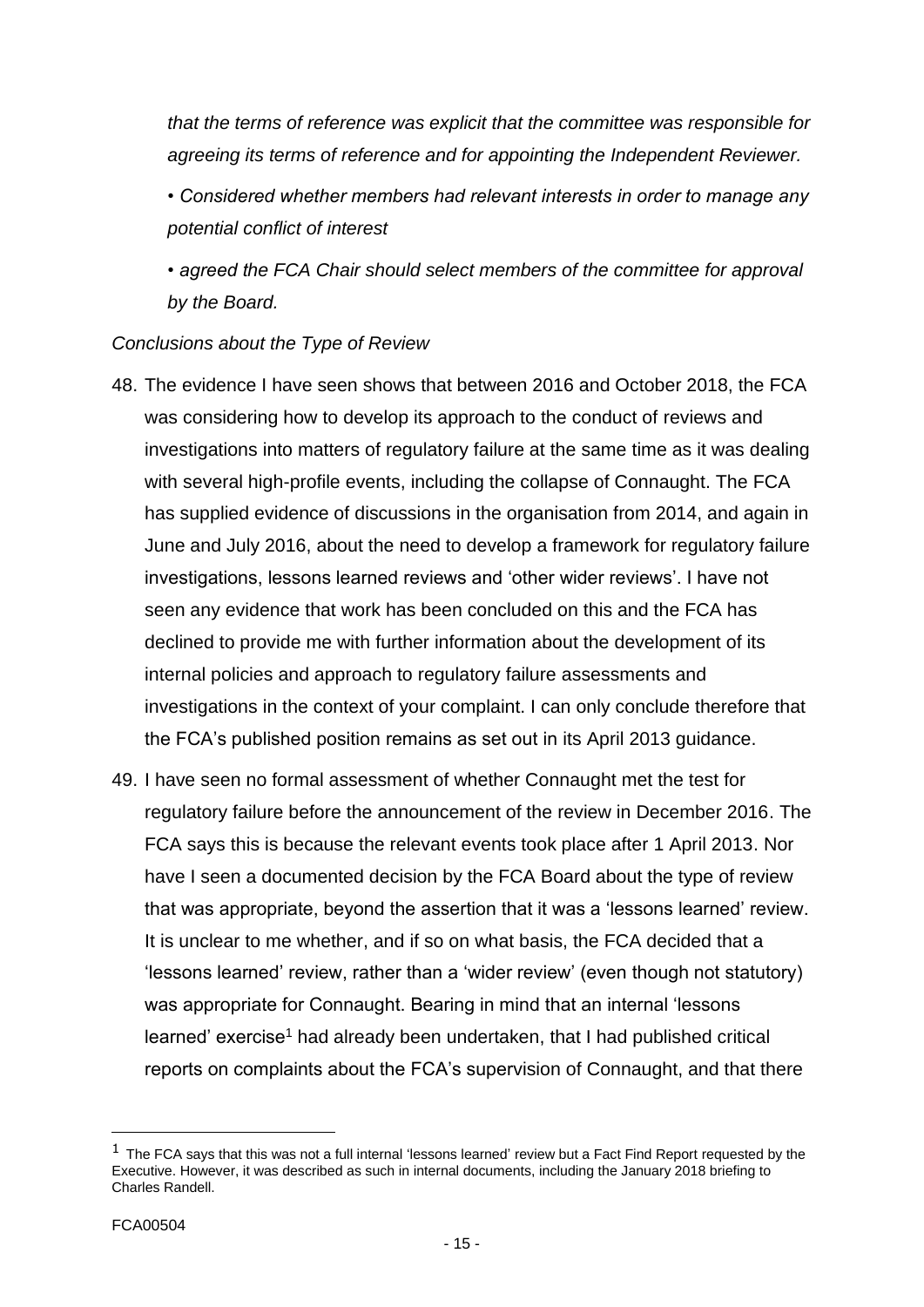*that the terms of reference was explicit that the committee was responsible for agreeing its terms of reference and for appointing the Independent Reviewer.*

*• Considered whether members had relevant interests in order to manage any potential conflict of interest*

*• agreed the FCA Chair should select members of the committee for approval by the Board.*

*Conclusions about the Type of Review*

48. The evidence I have seen shows that between 2016 and October 2018, the FCA was considering how to develop its approach to the conduct of reviews and investigations into matters of regulatory failure at the same time as it was dealing with several high-profile events, including the collapse of Connaught. The FCA has supplied evidence of discussions in the organisation from 2014, and again in June and July 2016, about the need to develop a framework for regulatory failure investigations, lessons learned reviews and 'other wider reviews'. I have not seen any evidence that work has been concluded on this and the FCA has declined to provide me with further information about the development of its internal policies and approach to regulatory failure assessments and investigations in the context of your complaint. I can only conclude therefore that the FCA's published position remains as set out in its April 2013 guidance.

49. I have seen no formal assessment of whether Connaught met the test for regulatory failure before the announcement of the review in December 2016. The FCA says this is because the relevant events took place after 1 April 2013. Nor have I seen a documented decision by the FCA Board about the type of review that was appropriate, beyond the assertion that it was a 'lessons learned' review. It is unclear to me whether, and if so on what basis, the FCA decided that a 'lessons learned' review, rather than a 'wider review' (even though not statutory) was appropriate for Connaught. Bearing in mind that an internal 'lessons learned' exercise[1] had already been undertaken, that I had published critical reports on complaints about the FCA's supervision of Connaught, and that there

[1] The FCA says that this was not a full internal 'lessons learned' review but a Fact Find Report requested by the Executive. However, it was described as such in internal documents, including the January 2018 briefing to Charles Randell.

FCA00504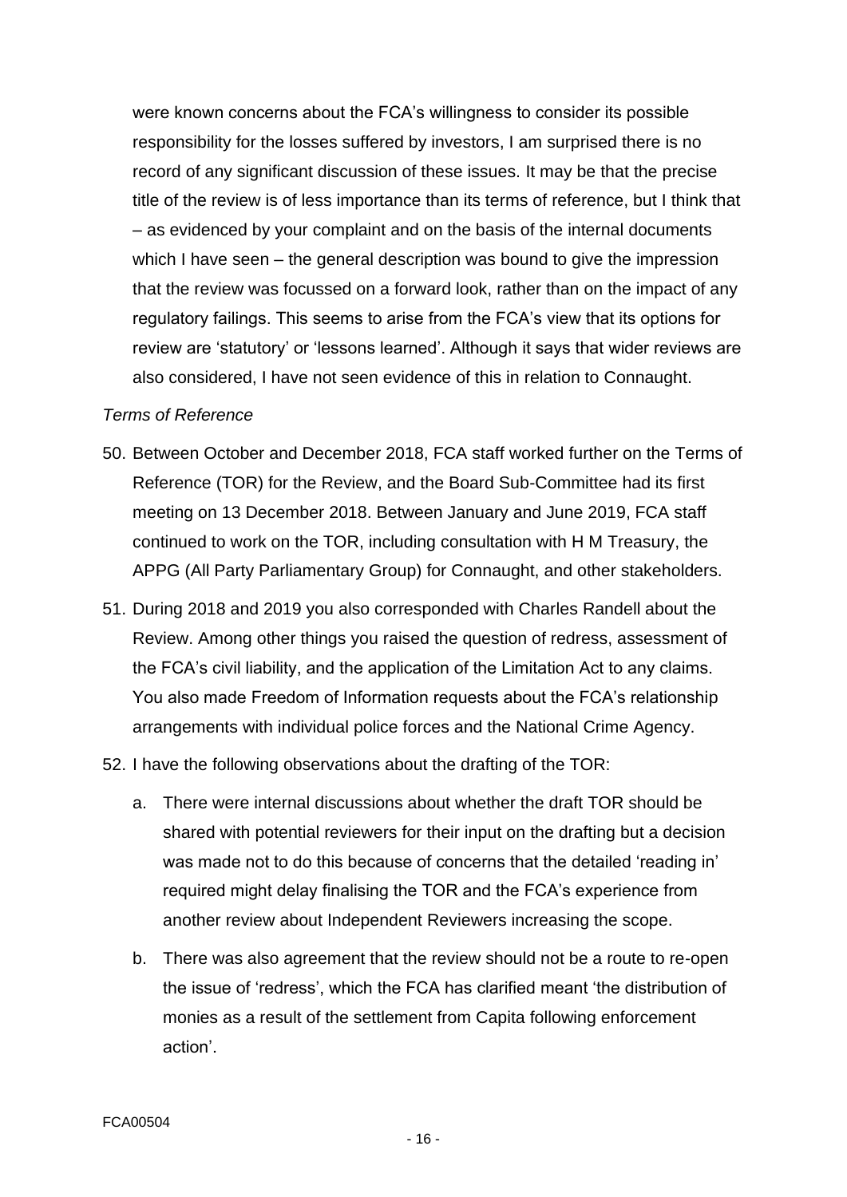were known concerns about the FCA's willingness to consider its possible responsibility for the losses suffered by investors, I am surprised there is no record of any significant discussion of these issues. It may be that the precise title of the review is of less importance than its terms of reference, but I think that – as evidenced by your complaint and on the basis of the internal documents which I have seen – the general description was bound to give the impression that the review was focussed on a forward look, rather than on the impact of any regulatory failings. This seems to arise from the FCA's view that its options for review are 'statutory' or 'lessons learned'. Although it says that wider reviews are also considered, I have not seen evidence of this in relation to Connaught.

*Terms of Reference*

50. Between October and December 2018, FCA staff worked further on the Terms of Reference (TOR) for the Review, and the Board Sub-Committee had its first meeting on 13 December 2018. Between January and June 2019, FCA staff continued to work on the TOR, including consultation with H M Treasury, the APPG (All Party Parliamentary Group) for Connaught, and other stakeholders.

51. During 2018 and 2019 you also corresponded with Charles Randell about the Review. Among other things you raised the question of redress, assessment of the FCA's civil liability, and the application of the Limitation Act to any claims. You also made Freedom of Information requests about the FCA's relationship arrangements with individual police forces and the National Crime Agency.

52. I have the following observations about the drafting of the TOR:

    a. There were internal discussions about whether the draft TOR should be shared with potential reviewers for their input on the drafting but a decision was made not to do this because of concerns that the detailed 'reading in' required might delay finalising the TOR and the FCA's experience from another review about Independent Reviewers increasing the scope.

    b. There was also agreement that the review should not be a route to re-open the issue of 'redress', which the FCA has clarified meant 'the distribution of monies as a result of the settlement from Capita following enforcement action'.

FCA00504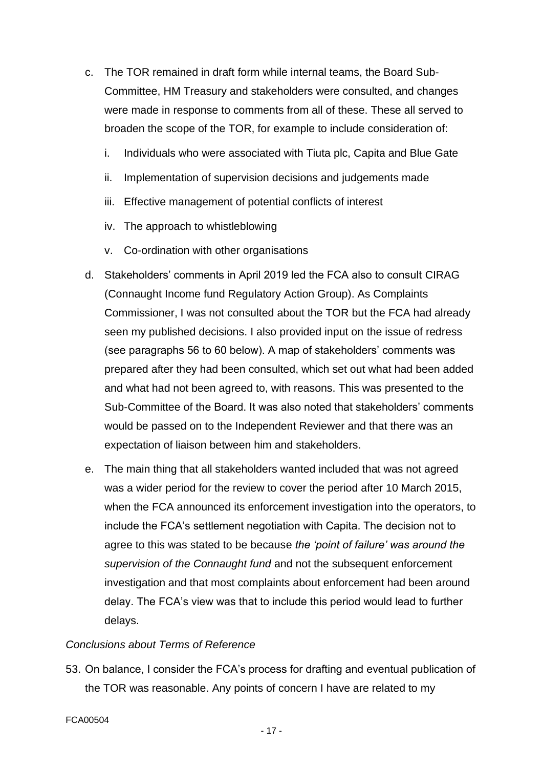c. The TOR remained in draft form while internal teams, the Board Sub-Committee, HM Treasury and stakeholders were consulted, and changes were made in response to comments from all of these. These all served to broaden the scope of the TOR, for example to include consideration of:

   i. Individuals who were associated with Tiuta plc, Capita and Blue Gate

   ii. Implementation of supervision decisions and judgements made

   iii. Effective management of potential conflicts of interest

   iv. The approach to whistleblowing

   v. Co-ordination with other organisations

d. Stakeholders' comments in April 2019 led the FCA also to consult CIRAG (Connaught Income fund Regulatory Action Group). As Complaints Commissioner, I was not consulted about the TOR but the FCA had already seen my published decisions. I also provided input on the issue of redress (see paragraphs 56 to 60 below). A map of stakeholders' comments was prepared after they had been consulted, which set out what had been added and what had not been agreed to, with reasons. This was presented to the Sub-Committee of the Board. It was also noted that stakeholders' comments would be passed on to the Independent Reviewer and that there was an expectation of liaison between him and stakeholders.

e. The main thing that all stakeholders wanted included that was not agreed was a wider period for the review to cover the period after 10 March 2015, when the FCA announced its enforcement investigation into the operators, to include the FCA's settlement negotiation with Capita. The decision not to agree to this was stated to be because *the 'point of failure' was around the supervision of the Connaught fund* and not the subsequent enforcement investigation and that most complaints about enforcement had been around delay. The FCA's view was that to include this period would lead to further delays.

*Conclusions about Terms of Reference*

53. On balance, I consider the FCA's process for drafting and eventual publication of the TOR was reasonable. Any points of concern I have are related to my

FCA00504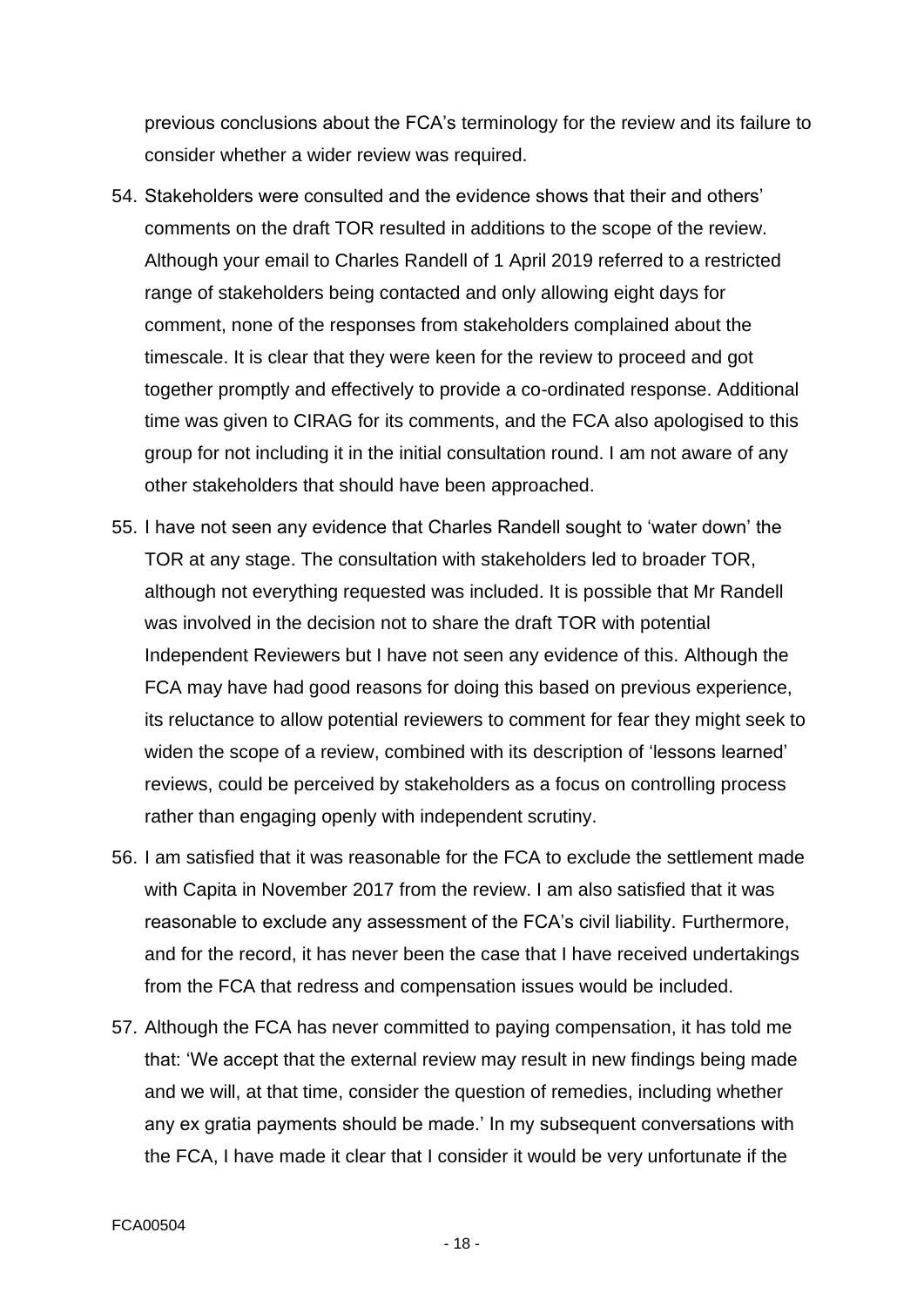previous conclusions about the FCA's terminology for the review and its failure to consider whether a wider review was required.

54. Stakeholders were consulted and the evidence shows that their and others' comments on the draft TOR resulted in additions to the scope of the review. Although your email to Charles Randell of 1 April 2019 referred to a restricted range of stakeholders being contacted and only allowing eight days for comment, none of the responses from stakeholders complained about the timescale. It is clear that they were keen for the review to proceed and got together promptly and effectively to provide a co-ordinated response. Additional time was given to CIRAG for its comments, and the FCA also apologised to this group for not including it in the initial consultation round. I am not aware of any other stakeholders that should have been approached.

55. I have not seen any evidence that Charles Randell sought to 'water down' the TOR at any stage. The consultation with stakeholders led to broader TOR, although not everything requested was included. It is possible that Mr Randell was involved in the decision not to share the draft TOR with potential Independent Reviewers but I have not seen any evidence of this. Although the FCA may have had good reasons for doing this based on previous experience, its reluctance to allow potential reviewers to comment for fear they might seek to widen the scope of a review, combined with its description of 'lessons learned' reviews, could be perceived by stakeholders as a focus on controlling process rather than engaging openly with independent scrutiny.

56. I am satisfied that it was reasonable for the FCA to exclude the settlement made with Capita in November 2017 from the review. I am also satisfied that it was reasonable to exclude any assessment of the FCA's civil liability. Furthermore, and for the record, it has never been the case that I have received undertakings from the FCA that redress and compensation issues would be included.

57. Although the FCA has never committed to paying compensation, it has told me that: 'We accept that the external review may result in new findings being made and we will, at that time, consider the question of remedies, including whether any ex gratia payments should be made.' In my subsequent conversations with the FCA, I have made it clear that I consider it would be very unfortunate if the

FCA00504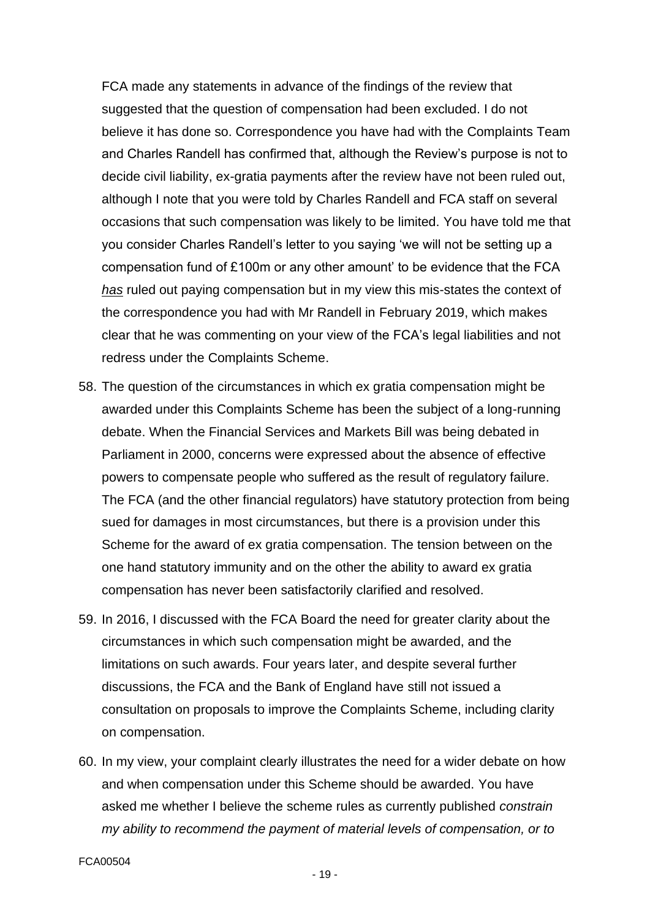FCA made any statements in advance of the findings of the review that suggested that the question of compensation had been excluded. I do not believe it has done so. Correspondence you have had with the Complaints Team and Charles Randell has confirmed that, although the Review's purpose is not to decide civil liability, ex-gratia payments after the review have not been ruled out, although I note that you were told by Charles Randell and FCA staff on several occasions that such compensation was likely to be limited. You have told me that you consider Charles Randell's letter to you saying 'we will not be setting up a compensation fund of £100m or any other amount' to be evidence that the FCA ***has*** ruled out paying compensation but in my view this mis-states the context of the correspondence you had with Mr Randell in February 2019, which makes clear that he was commenting on your view of the FCA's legal liabilities and not redress under the Complaints Scheme.

58. The question of the circumstances in which ex gratia compensation might be awarded under this Complaints Scheme has been the subject of a long-running debate. When the Financial Services and Markets Bill was being debated in Parliament in 2000, concerns were expressed about the absence of effective powers to compensate people who suffered as the result of regulatory failure. The FCA (and the other financial regulators) have statutory protection from being sued for damages in most circumstances, but there is a provision under this Scheme for the award of ex gratia compensation. The tension between on the one hand statutory immunity and on the other the ability to award ex gratia compensation has never been satisfactorily clarified and resolved.

59. In 2016, I discussed with the FCA Board the need for greater clarity about the circumstances in which such compensation might be awarded, and the limitations on such awards. Four years later, and despite several further discussions, the FCA and the Bank of England have still not issued a consultation on proposals to improve the Complaints Scheme, including clarity on compensation.

60. In my view, your complaint clearly illustrates the need for a wider debate on how and when compensation under this Scheme should be awarded. You have asked me whether I believe the scheme rules as currently published *constrain my ability to recommend the payment of material levels of compensation, or to*

FCA00504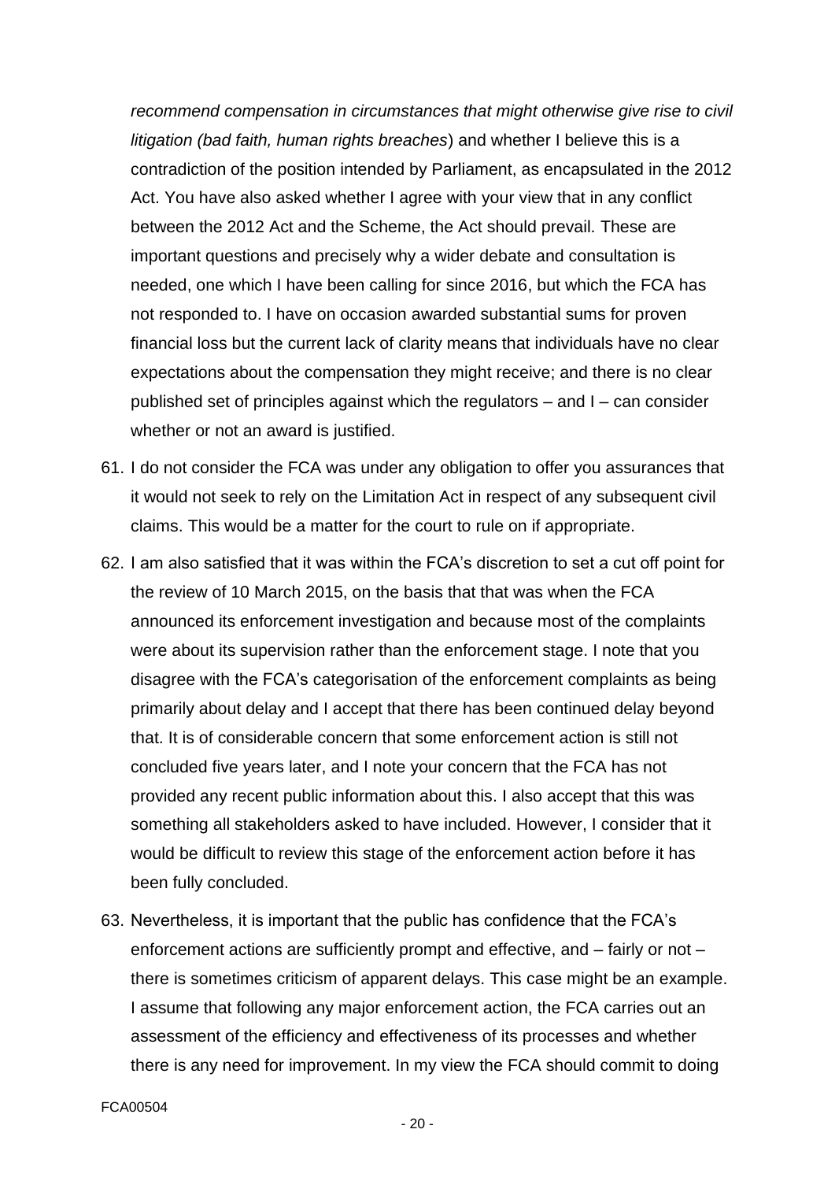*recommend compensation in circumstances that might otherwise give rise to civil litigation (bad faith, human rights breaches*) and whether I believe this is a contradiction of the position intended by Parliament, as encapsulated in the 2012 Act. You have also asked whether I agree with your view that in any conflict between the 2012 Act and the Scheme, the Act should prevail. These are important questions and precisely why a wider debate and consultation is needed, one which I have been calling for since 2016, but which the FCA has not responded to. I have on occasion awarded substantial sums for proven financial loss but the current lack of clarity means that individuals have no clear expectations about the compensation they might receive; and there is no clear published set of principles against which the regulators – and I – can consider whether or not an award is justified.

61. I do not consider the FCA was under any obligation to offer you assurances that it would not seek to rely on the Limitation Act in respect of any subsequent civil claims. This would be a matter for the court to rule on if appropriate.

62. I am also satisfied that it was within the FCA's discretion to set a cut off point for the review of 10 March 2015, on the basis that that was when the FCA announced its enforcement investigation and because most of the complaints were about its supervision rather than the enforcement stage. I note that you disagree with the FCA's categorisation of the enforcement complaints as being primarily about delay and I accept that there has been continued delay beyond that. It is of considerable concern that some enforcement action is still not concluded five years later, and I note your concern that the FCA has not provided any recent public information about this. I also accept that this was something all stakeholders asked to have included. However, I consider that it would be difficult to review this stage of the enforcement action before it has been fully concluded.

63. Nevertheless, it is important that the public has confidence that the FCA's enforcement actions are sufficiently prompt and effective, and – fairly or not – there is sometimes criticism of apparent delays. This case might be an example. I assume that following any major enforcement action, the FCA carries out an assessment of the efficiency and effectiveness of its processes and whether there is any need for improvement. In my view the FCA should commit to doing

FCA00504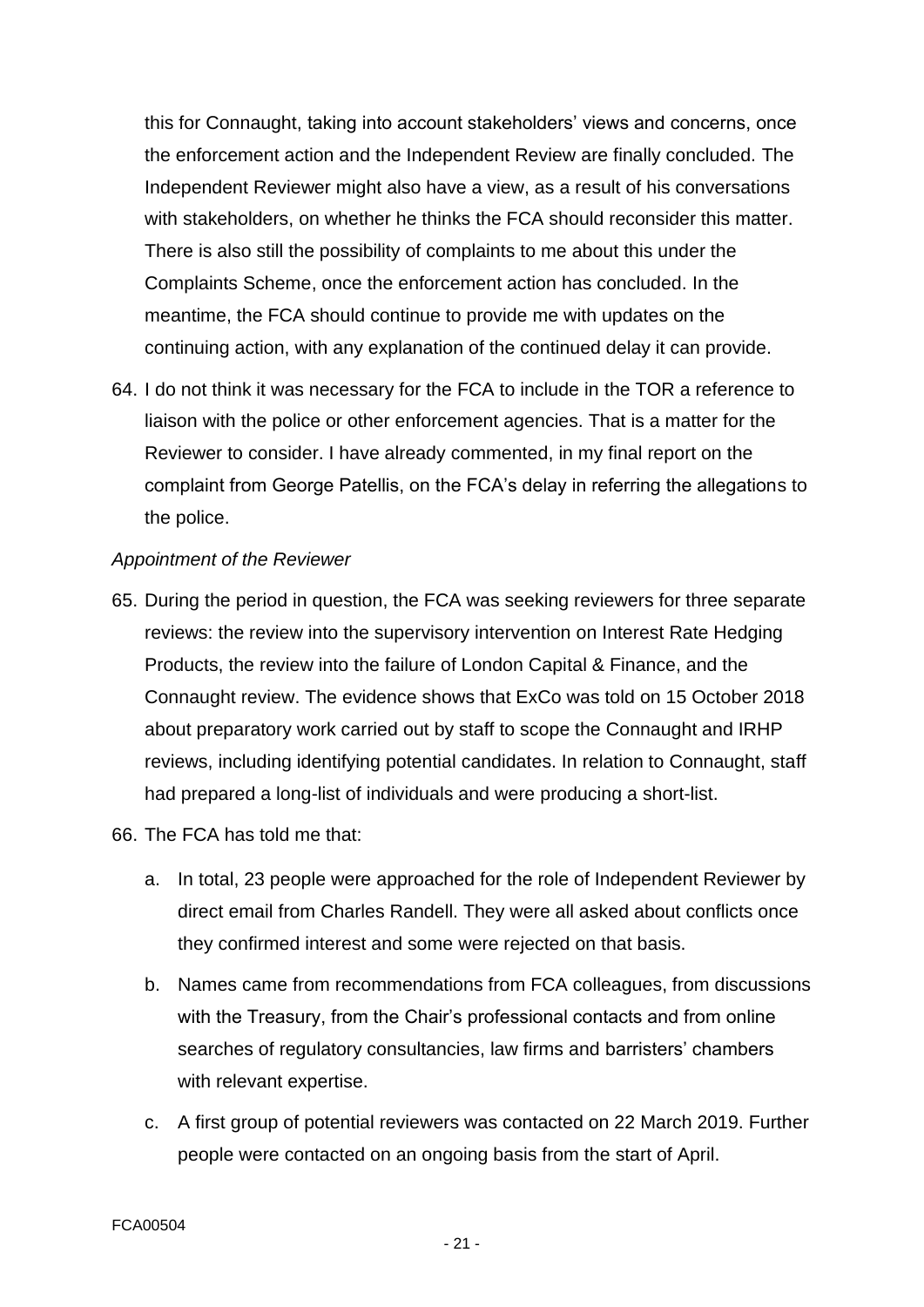this for Connaught, taking into account stakeholders' views and concerns, once the enforcement action and the Independent Review are finally concluded. The Independent Reviewer might also have a view, as a result of his conversations with stakeholders, on whether he thinks the FCA should reconsider this matter. There is also still the possibility of complaints to me about this under the Complaints Scheme, once the enforcement action has concluded. In the meantime, the FCA should continue to provide me with updates on the continuing action, with any explanation of the continued delay it can provide.

64. I do not think it was necessary for the FCA to include in the TOR a reference to liaison with the police or other enforcement agencies. That is a matter for the Reviewer to consider. I have already commented, in my final report on the complaint from George Patellis, on the FCA's delay in referring the allegations to the police.

*Appointment of the Reviewer*

65. During the period in question, the FCA was seeking reviewers for three separate reviews: the review into the supervisory intervention on Interest Rate Hedging Products, the review into the failure of London Capital & Finance, and the Connaught review. The evidence shows that ExCo was told on 15 October 2018 about preparatory work carried out by staff to scope the Connaught and IRHP reviews, including identifying potential candidates. In relation to Connaught, staff had prepared a long-list of individuals and were producing a short-list.

66. The FCA has told me that:

    a. In total, 23 people were approached for the role of Independent Reviewer by direct email from Charles Randell. They were all asked about conflicts once they confirmed interest and some were rejected on that basis.

    b. Names came from recommendations from FCA colleagues, from discussions with the Treasury, from the Chair's professional contacts and from online searches of regulatory consultancies, law firms and barristers' chambers with relevant expertise.

    c. A first group of potential reviewers was contacted on 22 March 2019. Further people were contacted on an ongoing basis from the start of April.

FCA00504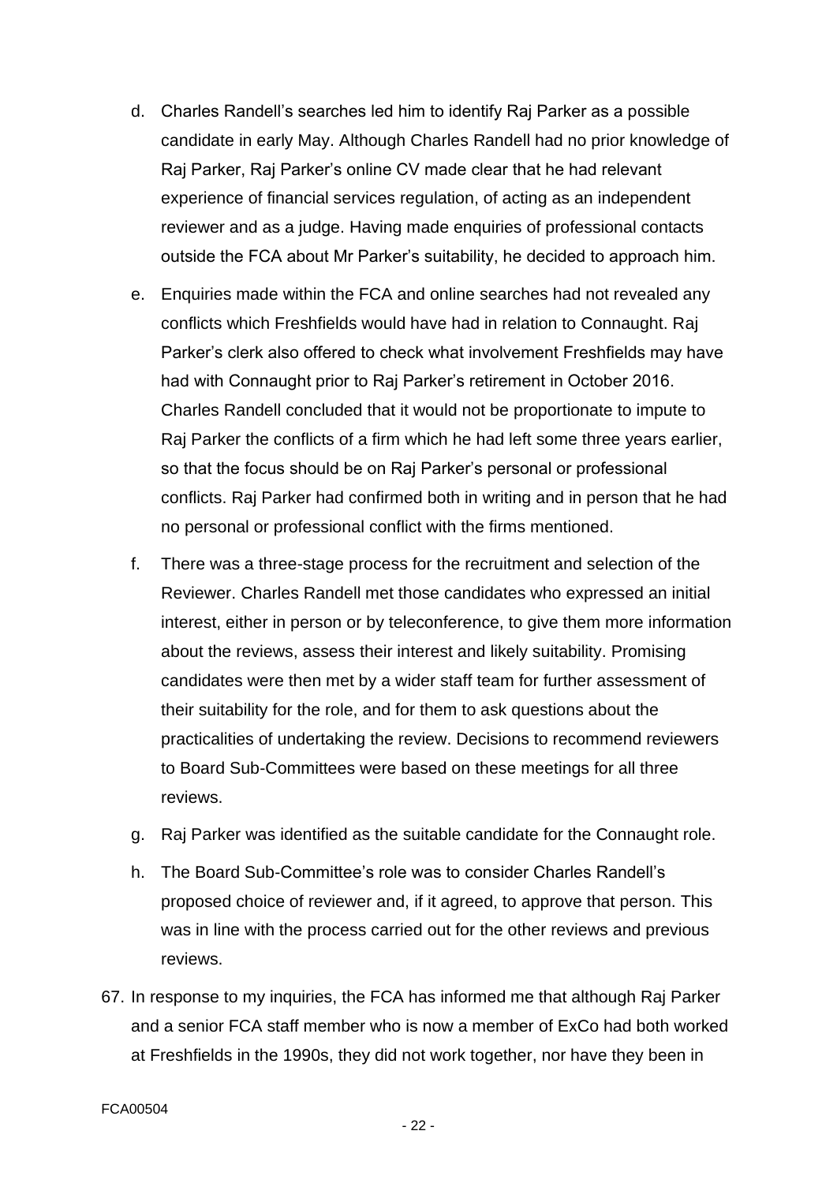d. Charles Randell's searches led him to identify Raj Parker as a possible candidate in early May. Although Charles Randell had no prior knowledge of Raj Parker, Raj Parker's online CV made clear that he had relevant experience of financial services regulation, of acting as an independent reviewer and as a judge. Having made enquiries of professional contacts outside the FCA about Mr Parker's suitability, he decided to approach him.

e. Enquiries made within the FCA and online searches had not revealed any conflicts which Freshfields would have had in relation to Connaught. Raj Parker's clerk also offered to check what involvement Freshfields may have had with Connaught prior to Raj Parker's retirement in October 2016. Charles Randell concluded that it would not be proportionate to impute to Raj Parker the conflicts of a firm which he had left some three years earlier, so that the focus should be on Raj Parker's personal or professional conflicts. Raj Parker had confirmed both in writing and in person that he had no personal or professional conflict with the firms mentioned.

f. There was a three-stage process for the recruitment and selection of the Reviewer. Charles Randell met those candidates who expressed an initial interest, either in person or by teleconference, to give them more information about the reviews, assess their interest and likely suitability. Promising candidates were then met by a wider staff team for further assessment of their suitability for the role, and for them to ask questions about the practicalities of undertaking the review. Decisions to recommend reviewers to Board Sub-Committees were based on these meetings for all three reviews.

g. Raj Parker was identified as the suitable candidate for the Connaught role.

h. The Board Sub-Committee's role was to consider Charles Randell's proposed choice of reviewer and, if it agreed, to approve that person. This was in line with the process carried out for the other reviews and previous reviews.

67. In response to my inquiries, the FCA has informed me that although Raj Parker and a senior FCA staff member who is now a member of ExCo had both worked at Freshfields in the 1990s, they did not work together, nor have they been in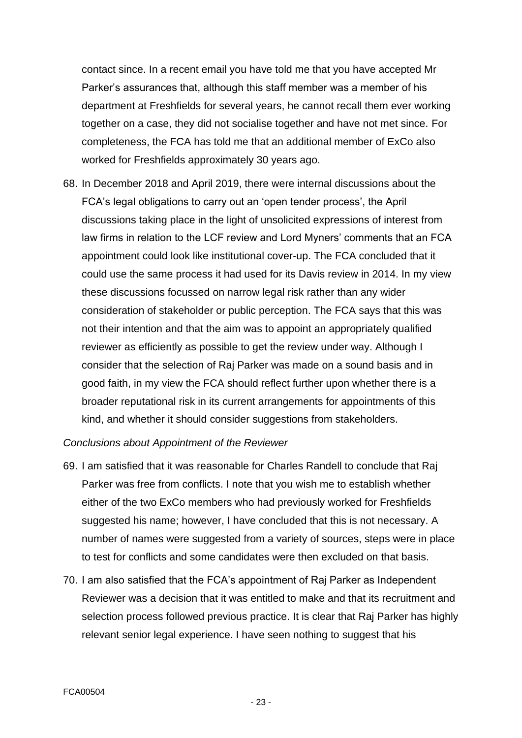contact since. In a recent email you have told me that you have accepted Mr Parker's assurances that, although this staff member was a member of his department at Freshfields for several years, he cannot recall them ever working together on a case, they did not socialise together and have not met since. For completeness, the FCA has told me that an additional member of ExCo also worked for Freshfields approximately 30 years ago.

68. In December 2018 and April 2019, there were internal discussions about the FCA's legal obligations to carry out an 'open tender process', the April discussions taking place in the light of unsolicited expressions of interest from law firms in relation to the LCF review and Lord Myners' comments that an FCA appointment could look like institutional cover-up. The FCA concluded that it could use the same process it had used for its Davis review in 2014. In my view these discussions focussed on narrow legal risk rather than any wider consideration of stakeholder or public perception. The FCA says that this was not their intention and that the aim was to appoint an appropriately qualified reviewer as efficiently as possible to get the review under way. Although I consider that the selection of Raj Parker was made on a sound basis and in good faith, in my view the FCA should reflect further upon whether there is a broader reputational risk in its current arrangements for appointments of this kind, and whether it should consider suggestions from stakeholders.

*Conclusions about Appointment of the Reviewer*

69. I am satisfied that it was reasonable for Charles Randell to conclude that Raj Parker was free from conflicts. I note that you wish me to establish whether either of the two ExCo members who had previously worked for Freshfields suggested his name; however, I have concluded that this is not necessary. A number of names were suggested from a variety of sources, steps were in place to test for conflicts and some candidates were then excluded on that basis.

70. I am also satisfied that the FCA's appointment of Raj Parker as Independent Reviewer was a decision that it was entitled to make and that its recruitment and selection process followed previous practice. It is clear that Raj Parker has highly relevant senior legal experience. I have seen nothing to suggest that his

FCA00504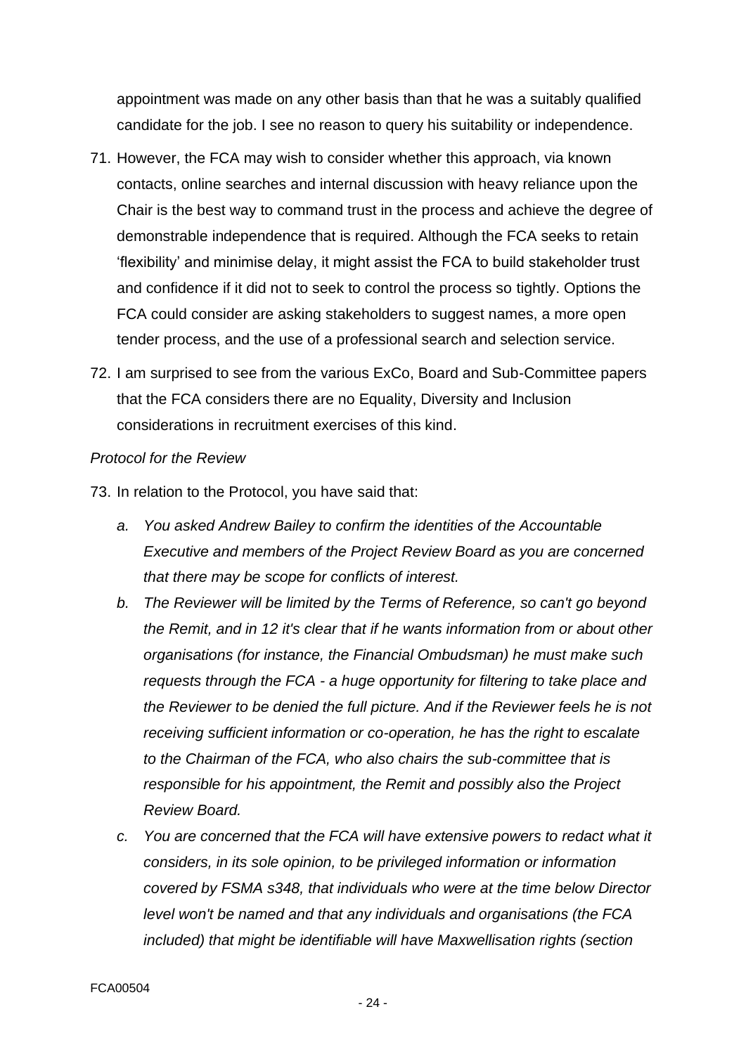appointment was made on any other basis than that he was a suitably qualified candidate for the job. I see no reason to query his suitability or independence.

71. However, the FCA may wish to consider whether this approach, via known contacts, online searches and internal discussion with heavy reliance upon the Chair is the best way to command trust in the process and achieve the degree of demonstrable independence that is required. Although the FCA seeks to retain 'flexibility' and minimise delay, it might assist the FCA to build stakeholder trust and confidence if it did not to seek to control the process so tightly. Options the FCA could consider are asking stakeholders to suggest names, a more open tender process, and the use of a professional search and selection service.

72. I am surprised to see from the various ExCo, Board and Sub-Committee papers that the FCA considers there are no Equality, Diversity and Inclusion considerations in recruitment exercises of this kind.

*Protocol for the Review*

73. In relation to the Protocol, you have said that:

    a. *You asked Andrew Bailey to confirm the identities of the Accountable Executive and members of the Project Review Board as you are concerned that there may be scope for conflicts of interest.*

    b. *The Reviewer will be limited by the Terms of Reference, so can't go beyond the Remit, and in 12 it's clear that if he wants information from or about other organisations (for instance, the Financial Ombudsman) he must make such requests through the FCA - a huge opportunity for filtering to take place and the Reviewer to be denied the full picture. And if the Reviewer feels he is not receiving sufficient information or co-operation, he has the right to escalate to the Chairman of the FCA, who also chairs the sub-committee that is responsible for his appointment, the Remit and possibly also the Project Review Board.*

    c. *You are concerned that the FCA will have extensive powers to redact what it considers, in its sole opinion, to be privileged information or information covered by FSMA s348, that individuals who were at the time below Director level won't be named and that any individuals and organisations (the FCA included) that might be identifiable will have Maxwellisation rights (section*

FCA00504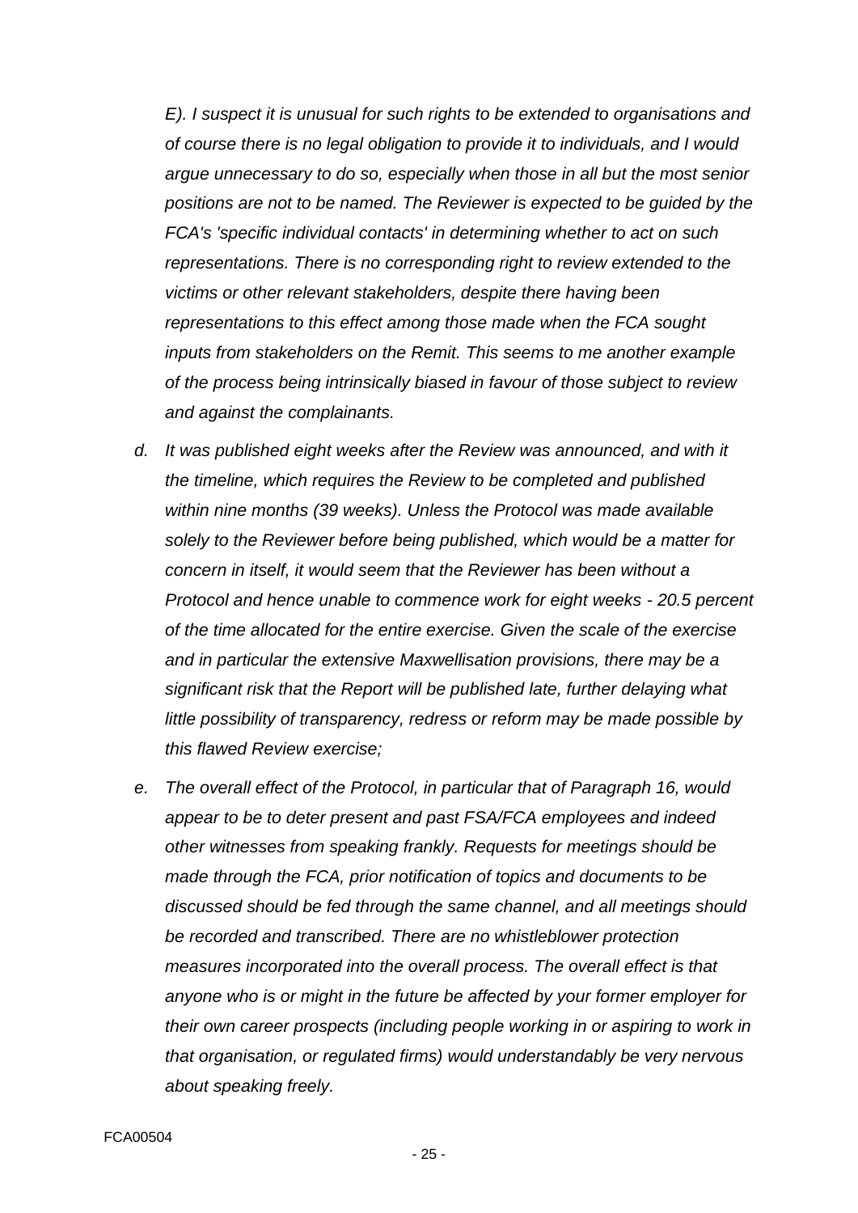*E). I suspect it is unusual for such rights to be extended to organisations and of course there is no legal obligation to provide it to individuals, and I would argue unnecessary to do so, especially when those in all but the most senior positions are not to be named. The Reviewer is expected to be guided by the FCA's 'specific individual contacts' in determining whether to act on such representations. There is no corresponding right to review extended to the victims or other relevant stakeholders, despite there having been representations to this effect among those made when the FCA sought inputs from stakeholders on the Remit. This seems to me another example of the process being intrinsically biased in favour of those subject to review and against the complainants.*

*d. It was published eight weeks after the Review was announced, and with it the timeline, which requires the Review to be completed and published within nine months (39 weeks). Unless the Protocol was made available solely to the Reviewer before being published, which would be a matter for concern in itself, it would seem that the Reviewer has been without a Protocol and hence unable to commence work for eight weeks - 20.5 percent of the time allocated for the entire exercise. Given the scale of the exercise and in particular the extensive Maxwellisation provisions, there may be a significant risk that the Report will be published late, further delaying what little possibility of transparency, redress or reform may be made possible by this flawed Review exercise;*

*e. The overall effect of the Protocol, in particular that of Paragraph 16, would appear to be to deter present and past FSA/FCA employees and indeed other witnesses from speaking frankly. Requests for meetings should be made through the FCA, prior notification of topics and documents to be discussed should be fed through the same channel, and all meetings should be recorded and transcribed. There are no whistleblower protection measures incorporated into the overall process. The overall effect is that anyone who is or might in the future be affected by your former employer for their own career prospects (including people working in or aspiring to work in that organisation, or regulated firms) would understandably be very nervous about speaking freely.*

FCA00504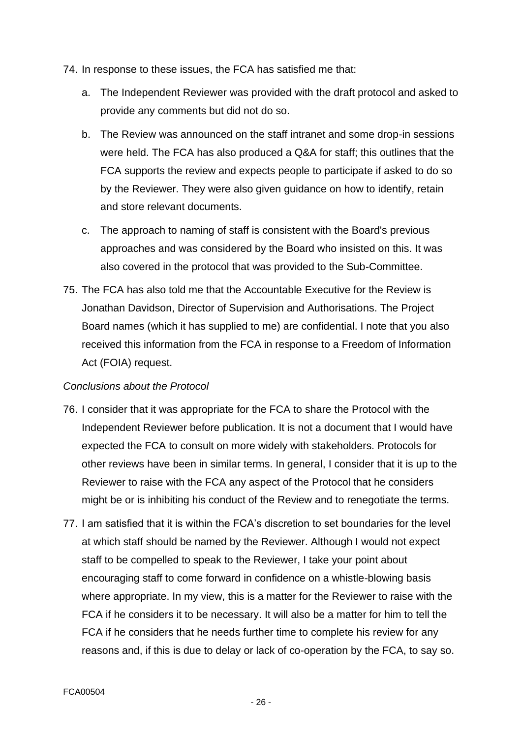74. In response to these issues, the FCA has satisfied me that:

    a. The Independent Reviewer was provided with the draft protocol and asked to provide any comments but did not do so.

    b. The Review was announced on the staff intranet and some drop-in sessions were held. The FCA has also produced a Q&A for staff; this outlines that the FCA supports the review and expects people to participate if asked to do so by the Reviewer. They were also given guidance on how to identify, retain and store relevant documents.

    c. The approach to naming of staff is consistent with the Board's previous approaches and was considered by the Board who insisted on this. It was also covered in the protocol that was provided to the Sub-Committee.

75. The FCA has also told me that the Accountable Executive for the Review is Jonathan Davidson, Director of Supervision and Authorisations. The Project Board names (which it has supplied to me) are confidential. I note that you also received this information from the FCA in response to a Freedom of Information Act (FOIA) request.

*Conclusions about the Protocol*

76. I consider that it was appropriate for the FCA to share the Protocol with the Independent Reviewer before publication. It is not a document that I would have expected the FCA to consult on more widely with stakeholders. Protocols for other reviews have been in similar terms. In general, I consider that it is up to the Reviewer to raise with the FCA any aspect of the Protocol that he considers might be or is inhibiting his conduct of the Review and to renegotiate the terms.

77. I am satisfied that it is within the FCA's discretion to set boundaries for the level at which staff should be named by the Reviewer. Although I would not expect staff to be compelled to speak to the Reviewer, I take your point about encouraging staff to come forward in confidence on a whistle-blowing basis where appropriate. In my view, this is a matter for the Reviewer to raise with the FCA if he considers it to be necessary. It will also be a matter for him to tell the FCA if he considers that he needs further time to complete his review for any reasons and, if this is due to delay or lack of co-operation by the FCA, to say so.

FCA00504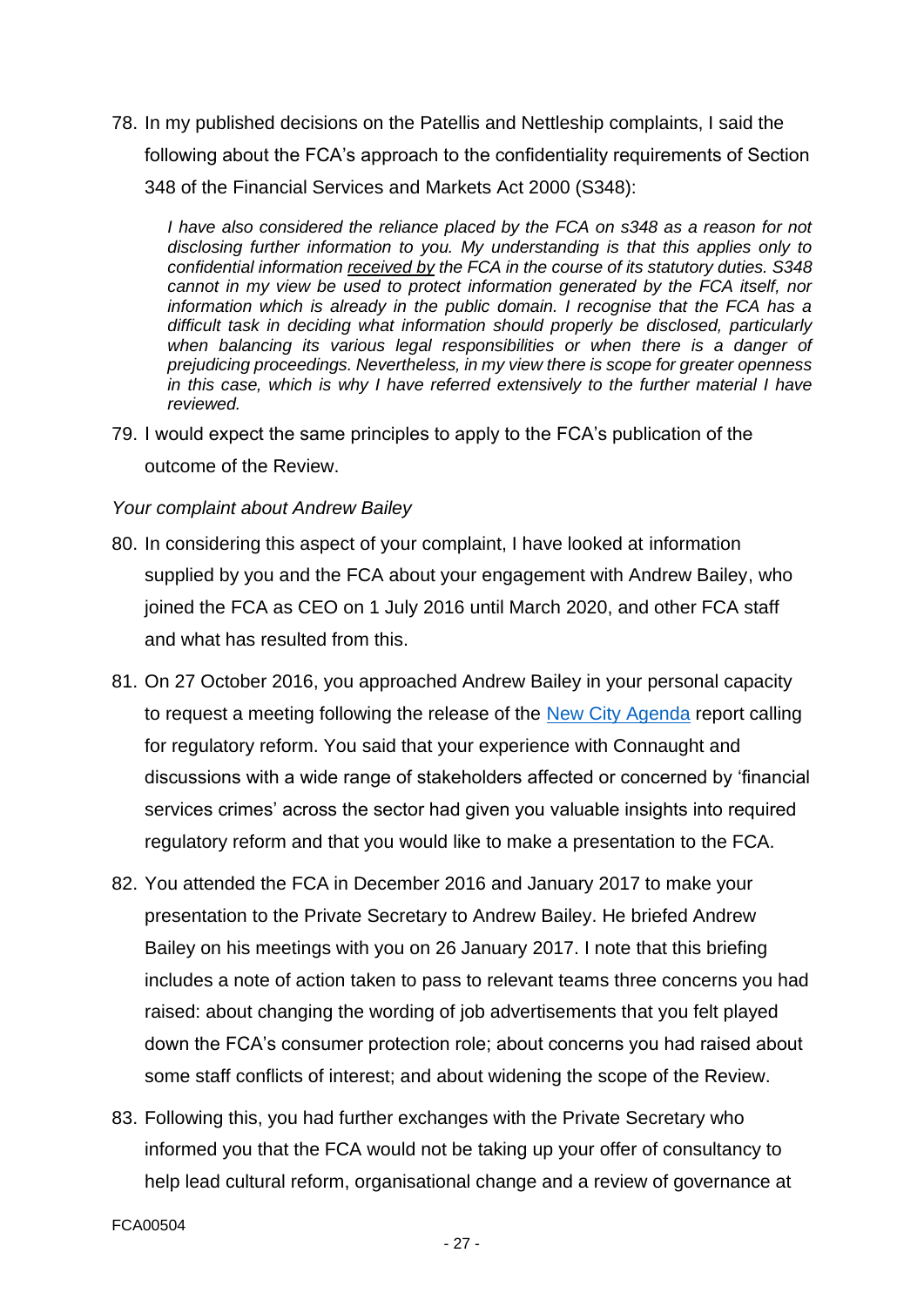78. In my published decisions on the Patellis and Nettleship complaints, I said the following about the FCA's approach to the confidentiality requirements of Section 348 of the Financial Services and Markets Act 2000 (S348):

> *I have also considered the reliance placed by the FCA on s348 as a reason for not disclosing further information to you. My understanding is that this applies only to confidential information received by the FCA in the course of its statutory duties. S348 cannot in my view be used to protect information generated by the FCA itself, nor information which is already in the public domain. I recognise that the FCA has a difficult task in deciding what information should properly be disclosed, particularly when balancing its various legal responsibilities or when there is a danger of prejudicing proceedings. Nevertheless, in my view there is scope for greater openness in this case, which is why I have referred extensively to the further material I have reviewed.*

79. I would expect the same principles to apply to the FCA's publication of the outcome of the Review.

*Your complaint about Andrew Bailey*

80. In considering this aspect of your complaint, I have looked at information supplied by you and the FCA about your engagement with Andrew Bailey, who joined the FCA as CEO on 1 July 2016 until March 2020, and other FCA staff and what has resulted from this.

81. On 27 October 2016, you approached Andrew Bailey in your personal capacity to request a meeting following the release of the New City Agenda report calling for regulatory reform. You said that your experience with Connaught and discussions with a wide range of stakeholders affected or concerned by 'financial services crimes' across the sector had given you valuable insights into required regulatory reform and that you would like to make a presentation to the FCA.

82. You attended the FCA in December 2016 and January 2017 to make your presentation to the Private Secretary to Andrew Bailey. He briefed Andrew Bailey on his meetings with you on 26 January 2017. I note that this briefing includes a note of action taken to pass to relevant teams three concerns you had raised: about changing the wording of job advertisements that you felt played down the FCA's consumer protection role; about concerns you had raised about some staff conflicts of interest; and about widening the scope of the Review.

83. Following this, you had further exchanges with the Private Secretary who informed you that the FCA would not be taking up your offer of consultancy to help lead cultural reform, organisational change and a review of governance at

FCA00504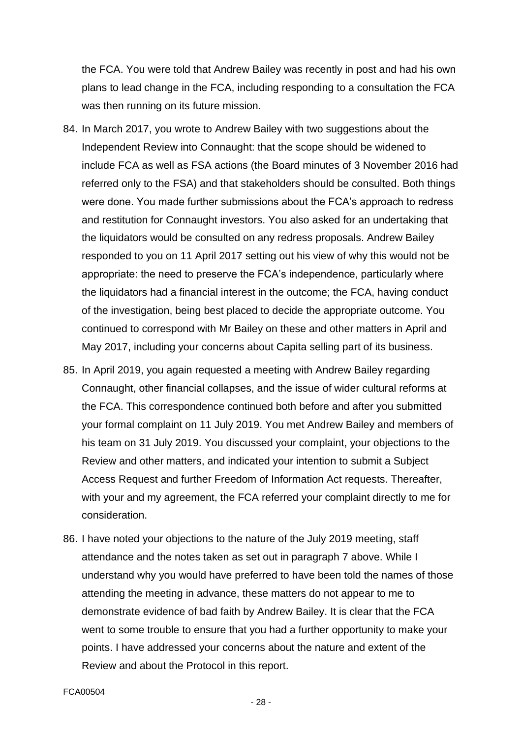the FCA. You were told that Andrew Bailey was recently in post and had his own plans to lead change in the FCA, including responding to a consultation the FCA was then running on its future mission.

84. In March 2017, you wrote to Andrew Bailey with two suggestions about the Independent Review into Connaught: that the scope should be widened to include FCA as well as FSA actions (the Board minutes of 3 November 2016 had referred only to the FSA) and that stakeholders should be consulted. Both things were done. You made further submissions about the FCA's approach to redress and restitution for Connaught investors. You also asked for an undertaking that the liquidators would be consulted on any redress proposals. Andrew Bailey responded to you on 11 April 2017 setting out his view of why this would not be appropriate: the need to preserve the FCA's independence, particularly where the liquidators had a financial interest in the outcome; the FCA, having conduct of the investigation, being best placed to decide the appropriate outcome. You continued to correspond with Mr Bailey on these and other matters in April and May 2017, including your concerns about Capita selling part of its business.

85. In April 2019, you again requested a meeting with Andrew Bailey regarding Connaught, other financial collapses, and the issue of wider cultural reforms at the FCA. This correspondence continued both before and after you submitted your formal complaint on 11 July 2019. You met Andrew Bailey and members of his team on 31 July 2019. You discussed your complaint, your objections to the Review and other matters, and indicated your intention to submit a Subject Access Request and further Freedom of Information Act requests. Thereafter, with your and my agreement, the FCA referred your complaint directly to me for consideration.

86. I have noted your objections to the nature of the July 2019 meeting, staff attendance and the notes taken as set out in paragraph 7 above. While I understand why you would have preferred to have been told the names of those attending the meeting in advance, these matters do not appear to me to demonstrate evidence of bad faith by Andrew Bailey. It is clear that the FCA went to some trouble to ensure that you had a further opportunity to make your points. I have addressed your concerns about the nature and extent of the Review and about the Protocol in this report.

FCA00504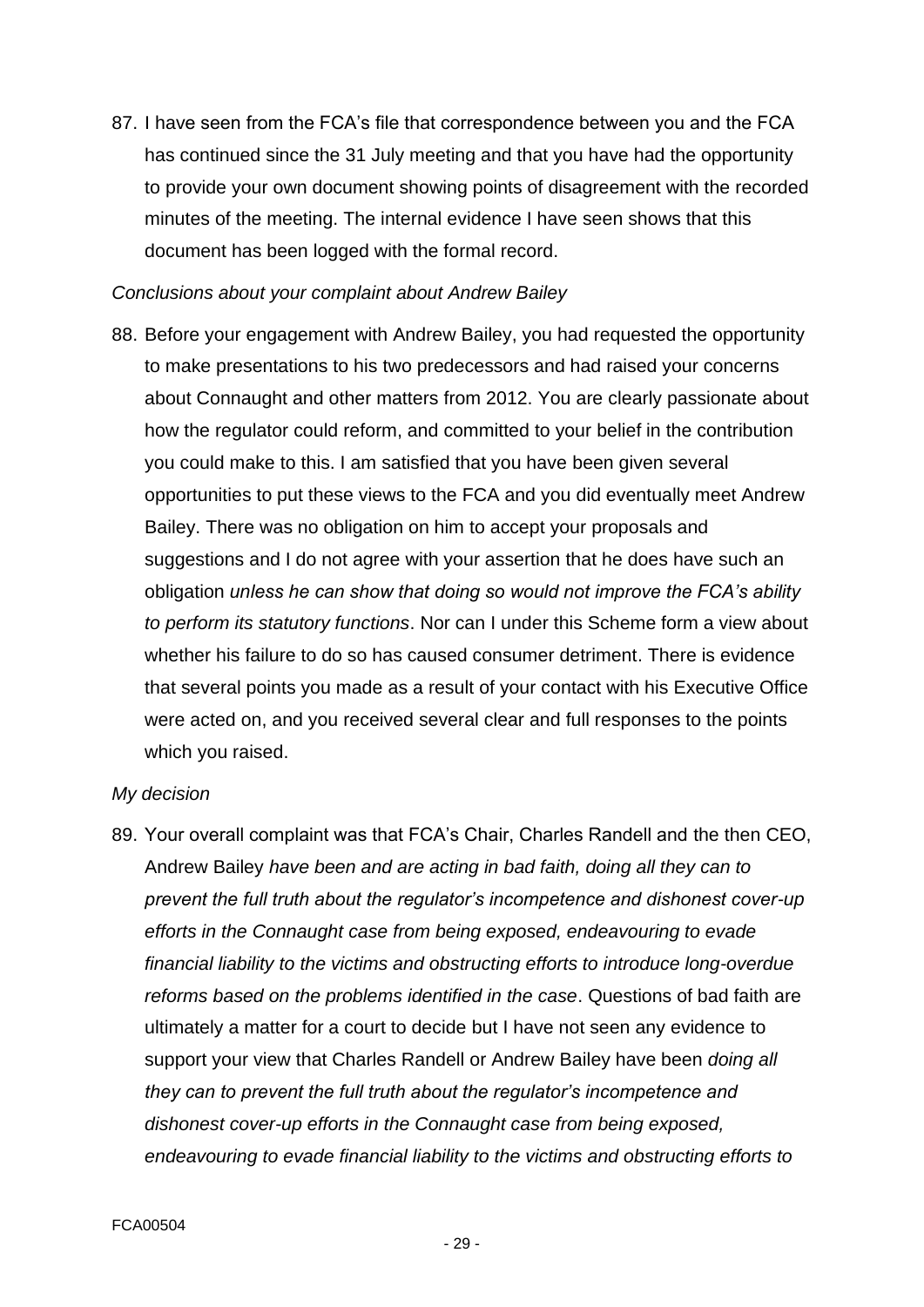87. I have seen from the FCA's file that correspondence between you and the FCA has continued since the 31 July meeting and that you have had the opportunity to provide your own document showing points of disagreement with the recorded minutes of the meeting. The internal evidence I have seen shows that this document has been logged with the formal record.

*Conclusions about your complaint about Andrew Bailey*

88. Before your engagement with Andrew Bailey, you had requested the opportunity to make presentations to his two predecessors and had raised your concerns about Connaught and other matters from 2012. You are clearly passionate about how the regulator could reform, and committed to your belief in the contribution you could make to this. I am satisfied that you have been given several opportunities to put these views to the FCA and you did eventually meet Andrew Bailey. There was no obligation on him to accept your proposals and suggestions and I do not agree with your assertion that he does have such an obligation *unless he can show that doing so would not improve the FCA's ability to perform its statutory functions*. Nor can I under this Scheme form a view about whether his failure to do so has caused consumer detriment. There is evidence that several points you made as a result of your contact with his Executive Office were acted on, and you received several clear and full responses to the points which you raised.

*My decision*

89. Your overall complaint was that FCA's Chair, Charles Randell and the then CEO, Andrew Bailey *have been and are acting in bad faith, doing all they can to prevent the full truth about the regulator's incompetence and dishonest cover-up efforts in the Connaught case from being exposed, endeavouring to evade financial liability to the victims and obstructing efforts to introduce long-overdue reforms based on the problems identified in the case*. Questions of bad faith are ultimately a matter for a court to decide but I have not seen any evidence to support your view that Charles Randell or Andrew Bailey have been *doing all they can to prevent the full truth about the regulator's incompetence and dishonest cover-up efforts in the Connaught case from being exposed, endeavouring to evade financial liability to the victims and obstructing efforts to*

FCA00504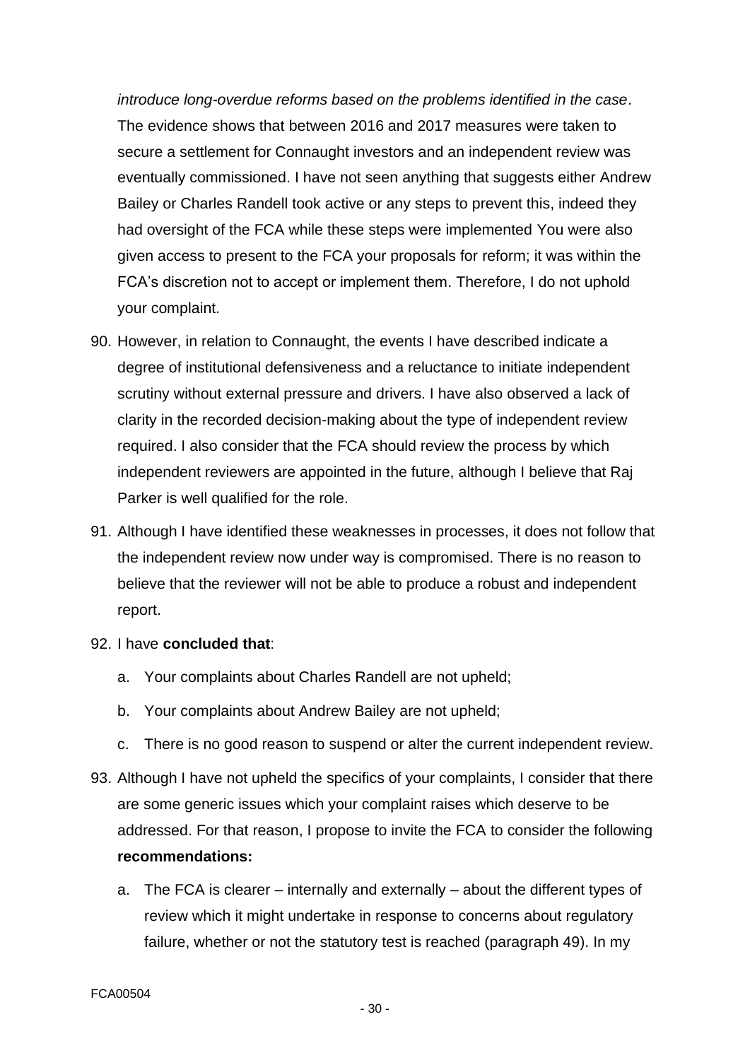*introduce long-overdue reforms based on the problems identified in the case*. The evidence shows that between 2016 and 2017 measures were taken to secure a settlement for Connaught investors and an independent review was eventually commissioned. I have not seen anything that suggests either Andrew Bailey or Charles Randell took active or any steps to prevent this, indeed they had oversight of the FCA while these steps were implemented You were also given access to present to the FCA your proposals for reform; it was within the FCA's discretion not to accept or implement them. Therefore, I do not uphold your complaint.

90. However, in relation to Connaught, the events I have described indicate a degree of institutional defensiveness and a reluctance to initiate independent scrutiny without external pressure and drivers. I have also observed a lack of clarity in the recorded decision-making about the type of independent review required. I also consider that the FCA should review the process by which independent reviewers are appointed in the future, although I believe that Raj Parker is well qualified for the role.

91. Although I have identified these weaknesses in processes, it does not follow that the independent review now under way is compromised. There is no reason to believe that the reviewer will not be able to produce a robust and independent report.

92. I have **concluded that**:

    a. Your complaints about Charles Randell are not upheld;

    b. Your complaints about Andrew Bailey are not upheld;

    c. There is no good reason to suspend or alter the current independent review.

93. Although I have not upheld the specifics of your complaints, I consider that there are some generic issues which your complaint raises which deserve to be addressed. For that reason, I propose to invite the FCA to consider the following **recommendations:**

    a. The FCA is clearer – internally and externally – about the different types of review which it might undertake in response to concerns about regulatory failure, whether or not the statutory test is reached (paragraph 49). In my

FCA00504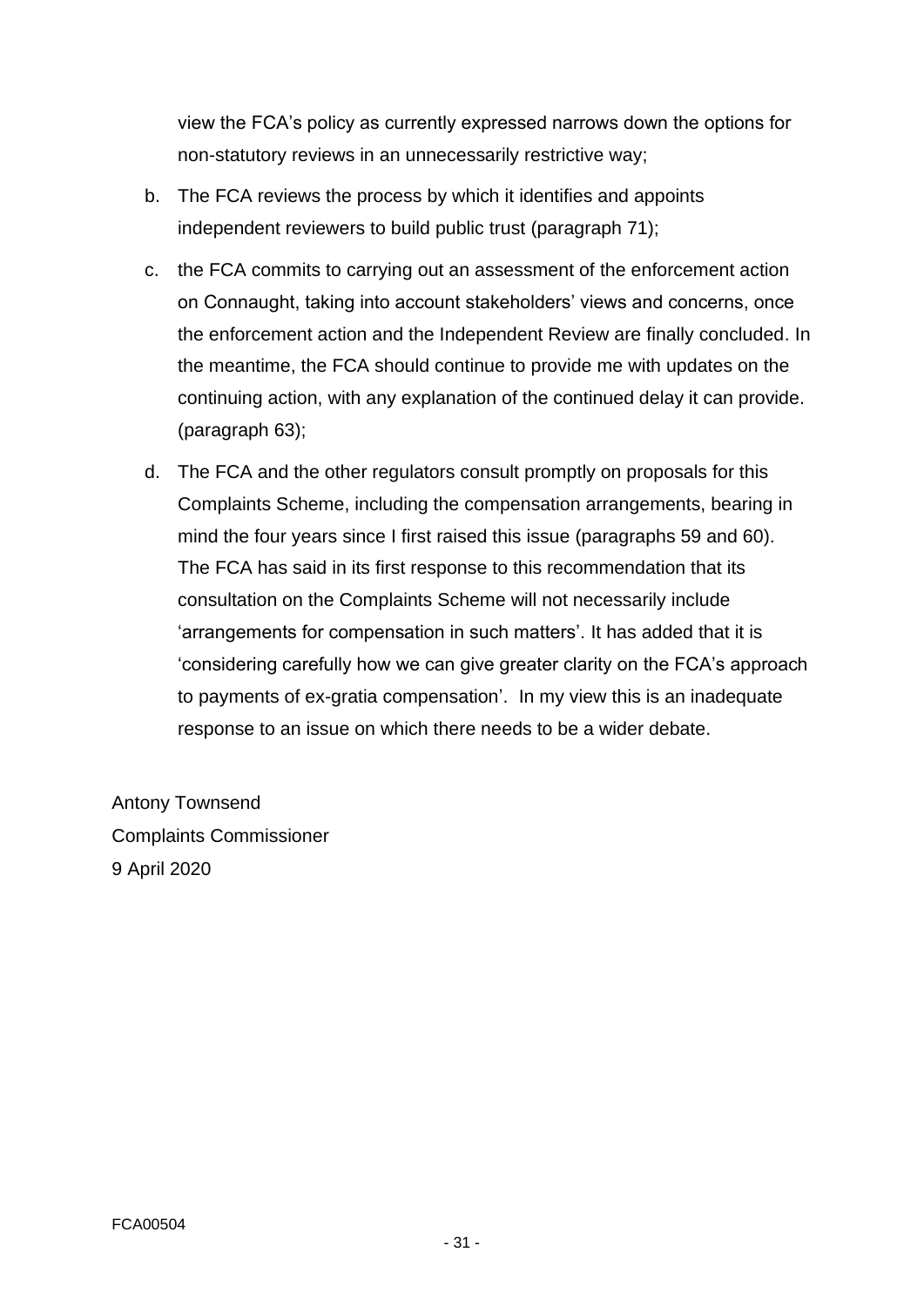view the FCA's policy as currently expressed narrows down the options for non-statutory reviews in an unnecessarily restrictive way;

b. The FCA reviews the process by which it identifies and appoints independent reviewers to build public trust (paragraph 71);

c. the FCA commits to carrying out an assessment of the enforcement action on Connaught, taking into account stakeholders' views and concerns, once the enforcement action and the Independent Review are finally concluded. In the meantime, the FCA should continue to provide me with updates on the continuing action, with any explanation of the continued delay it can provide. (paragraph 63);

d. The FCA and the other regulators consult promptly on proposals for this Complaints Scheme, including the compensation arrangements, bearing in mind the four years since I first raised this issue (paragraphs 59 and 60). The FCA has said in its first response to this recommendation that its consultation on the Complaints Scheme will not necessarily include 'arrangements for compensation in such matters'. It has added that it is 'considering carefully how we can give greater clarity on the FCA's approach to payments of ex-gratia compensation'. In my view this is an inadequate response to an issue on which there needs to be a wider debate.

Antony Townsend
Complaints Commissioner
9 April 2020

FCA00504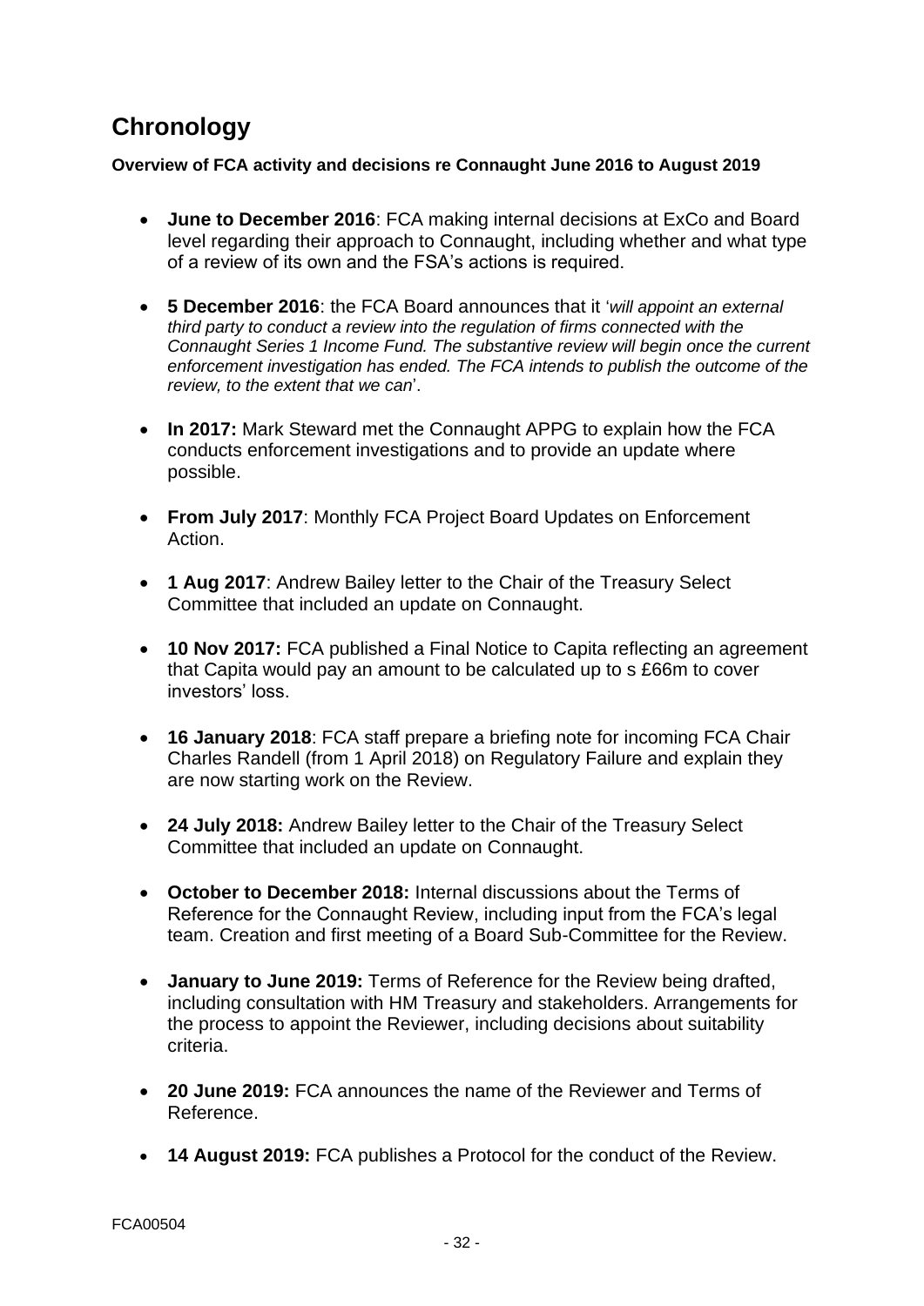# Chronology

**Overview of FCA activity and decisions re Connaught June 2016 to August 2019**

- **June to December 2016**: FCA making internal decisions at ExCo and Board level regarding their approach to Connaught, including whether and what type of a review of its own and the FSA's actions is required.

- **5 December 2016**: the FCA Board announces that it '*will appoint an external third party to conduct a review into the regulation of firms connected with the Connaught Series 1 Income Fund. The substantive review will begin once the current enforcement investigation has ended. The FCA intends to publish the outcome of the review, to the extent that we can*'.

- **In 2017:** Mark Steward met the Connaught APPG to explain how the FCA conducts enforcement investigations and to provide an update where possible.

- **From July 2017**: Monthly FCA Project Board Updates on Enforcement Action.

- **1 Aug 2017**: Andrew Bailey letter to the Chair of the Treasury Select Committee that included an update on Connaught.

- **10 Nov 2017:** FCA published a Final Notice to Capita reflecting an agreement that Capita would pay an amount to be calculated up to s £66m to cover investors' loss.

- **16 January 2018**: FCA staff prepare a briefing note for incoming FCA Chair Charles Randell (from 1 April 2018) on Regulatory Failure and explain they are now starting work on the Review.

- **24 July 2018:** Andrew Bailey letter to the Chair of the Treasury Select Committee that included an update on Connaught.

- **October to December 2018:** Internal discussions about the Terms of Reference for the Connaught Review, including input from the FCA's legal team. Creation and first meeting of a Board Sub-Committee for the Review.

- **January to June 2019:** Terms of Reference for the Review being drafted, including consultation with HM Treasury and stakeholders. Arrangements for the process to appoint the Reviewer, including decisions about suitability criteria.

- **20 June 2019:** FCA announces the name of the Reviewer and Terms of Reference.

- **14 August 2019:** FCA publishes a Protocol for the conduct of the Review.

FCA00504